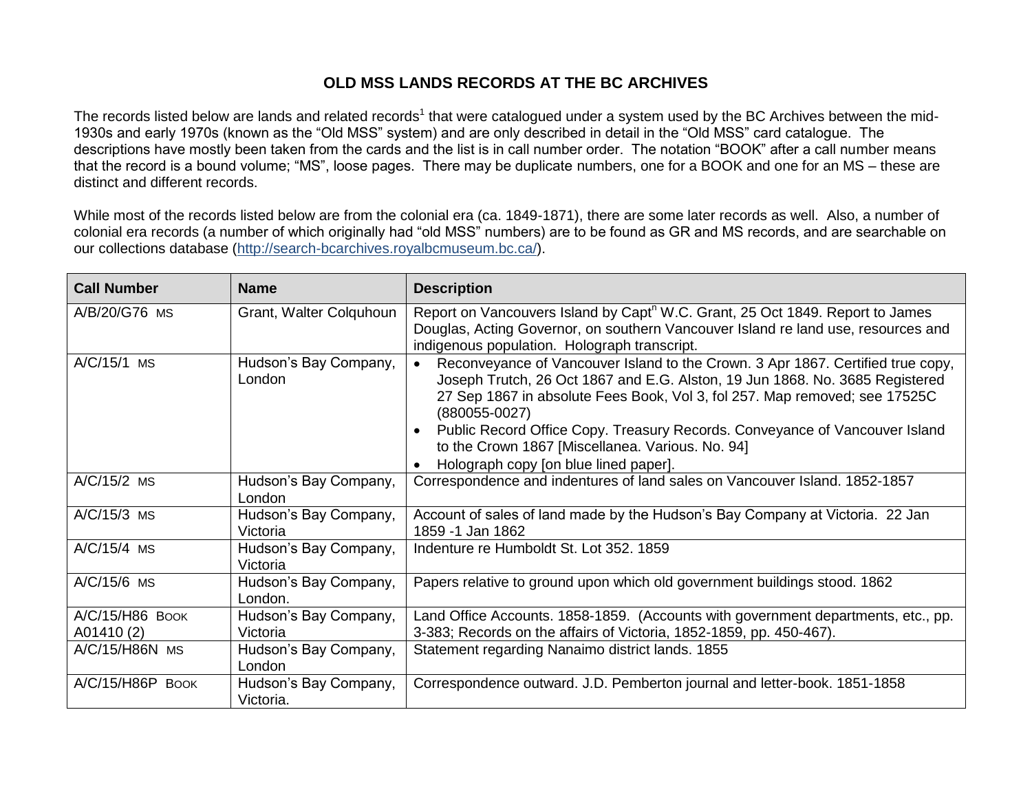# OLD MSS LANDS RECORDS AT THE BC ARCHIVES

The records listed below are lands and related records[1] that were catalogued under a system used by the BC Archives between the mid-1930s and early 1970s (known as the "Old MSS" system) and are only described in detail in the "Old MSS" card catalogue. The descriptions have mostly been taken from the cards and the list is in call number order. The notation "BOOK" after a call number means that the record is a bound volume; "MS", loose pages. There may be duplicate numbers, one for a BOOK and one for an MS – these are distinct and different records.

While most of the records listed below are from the colonial era (ca. 1849-1871), there are some later records as well. Also, a number of colonial era records (a number of which originally had "old MSS" numbers) are to be found as GR and MS records, and are searchable on our collections database (http://search-bcarchives.royalbcmuseum.bc.ca/).

| Call Number | Name | Description |
| --- | --- | --- |
| A/B/20/G76 MS | Grant, Walter Colquhoun | Report on Vancouvers Island by Capt[n] W.C. Grant, 25 Oct 1849. Report to James Douglas, Acting Governor, on southern Vancouver Island re land use, resources and indigenous population. Holograph transcript. |
| A/C/15/1 MS | Hudson's Bay Company, London | • Reconveyance of Vancouver Island to the Crown. 3 Apr 1867. Certified true copy, Joseph Trutch, 26 Oct 1867 and E.G. Alston, 19 Jun 1868. No. 3685 Registered 27 Sep 1867 in absolute Fees Book, Vol 3, fol 257. Map removed; see 17525C (880055-0027)<br>• Public Record Office Copy. Treasury Records. Conveyance of Vancouver Island to the Crown 1867 [Miscellanea. Various. No. 94]<br>• Holograph copy [on blue lined paper]. |
| A/C/15/2 MS | Hudson's Bay Company, London | Correspondence and indentures of land sales on Vancouver Island. 1852-1857 |
| A/C/15/3 MS | Hudson's Bay Company, Victoria | Account of sales of land made by the Hudson's Bay Company at Victoria. 22 Jan 1859 -1 Jan 1862 |
| A/C/15/4 MS | Hudson's Bay Company, Victoria | Indenture re Humboldt St. Lot 352. 1859 |
| A/C/15/6 MS | Hudson's Bay Company, London. | Papers relative to ground upon which old government buildings stood. 1862 |
| A/C/15/H86 BOOK A01410 (2) | Hudson's Bay Company, Victoria | Land Office Accounts. 1858-1859. (Accounts with government departments, etc., pp. 3-383; Records on the affairs of Victoria, 1852-1859, pp. 450-467). |
| A/C/15/H86N MS | Hudson's Bay Company, London | Statement regarding Nanaimo district lands. 1855 |
| A/C/15/H86P BOOK | Hudson's Bay Company, Victoria. | Correspondence outward. J.D. Pemberton journal and letter-book. 1851-1858 |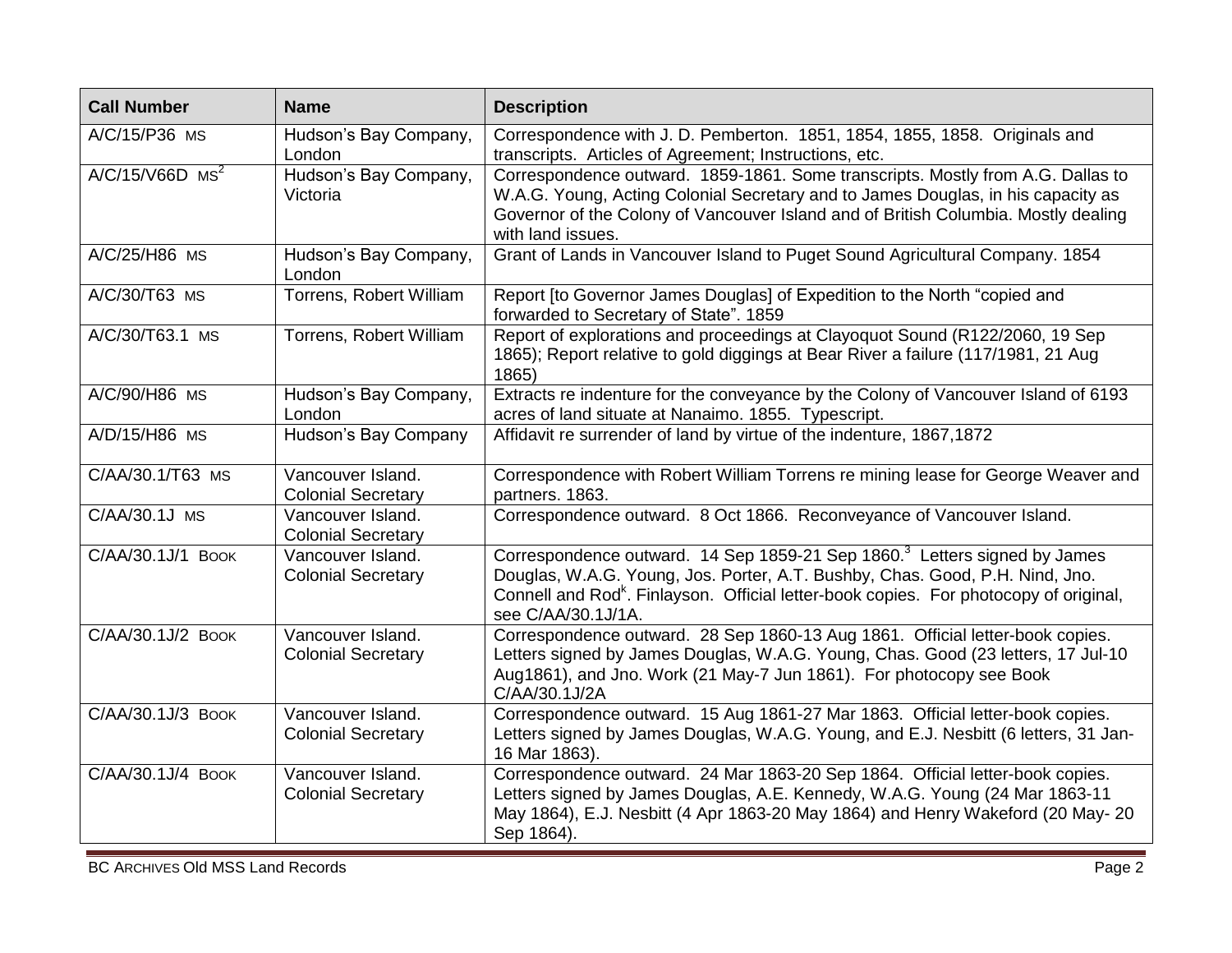| Call Number | Name | Description |
|---|---|---|
| A/C/15/P36 MS | Hudson's Bay Company, London | Correspondence with J. D. Pemberton. 1851, 1854, 1855, 1858. Originals and transcripts. Articles of Agreement; Instructions, etc. |
| A/C/15/V66D MS[2] | Hudson's Bay Company, Victoria | Correspondence outward. 1859-1861. Some transcripts. Mostly from A.G. Dallas to W.A.G. Young, Acting Colonial Secretary and to James Douglas, in his capacity as Governor of the Colony of Vancouver Island and of British Columbia. Mostly dealing with land issues. |
| A/C/25/H86 MS | Hudson's Bay Company, London | Grant of Lands in Vancouver Island to Puget Sound Agricultural Company. 1854 |
| A/C/30/T63 MS | Torrens, Robert William | Report [to Governor James Douglas] of Expedition to the North "copied and forwarded to Secretary of State". 1859 |
| A/C/30/T63.1 MS | Torrens, Robert William | Report of explorations and proceedings at Clayoquot Sound (R122/2060, 19 Sep 1865); Report relative to gold diggings at Bear River a failure (117/1981, 21 Aug 1865) |
| A/C/90/H86 MS | Hudson's Bay Company, London | Extracts re indenture for the conveyance by the Colony of Vancouver Island of 6193 acres of land situate at Nanaimo. 1855. Typescript. |
| A/D/15/H86 MS | Hudson's Bay Company | Affidavit re surrender of land by virtue of the indenture, 1867,1872 |
| C/AA/30.1/T63 MS | Vancouver Island. Colonial Secretary | Correspondence with Robert William Torrens re mining lease for George Weaver and partners. 1863. |
| C/AA/30.1J MS | Vancouver Island. Colonial Secretary | Correspondence outward. 8 Oct 1866. Reconveyance of Vancouver Island. |
| C/AA/30.1J/1 BOOK | Vancouver Island. Colonial Secretary | Correspondence outward. 14 Sep 1859-21 Sep 1860.[3] Letters signed by James Douglas, W.A.G. Young, Jos. Porter, A.T. Bushby, Chas. Good, P.H. Nind, Jno. Connell and Rod[k]. Finlayson. Official letter-book copies. For photocopy of original, see C/AA/30.1J/1A. |
| C/AA/30.1J/2 BOOK | Vancouver Island. Colonial Secretary | Correspondence outward. 28 Sep 1860-13 Aug 1861. Official letter-book copies. Letters signed by James Douglas, W.A.G. Young, Chas. Good (23 letters, 17 Jul-10 Aug1861), and Jno. Work (21 May-7 Jun 1861). For photocopy see Book C/AA/30.1J/2A |
| C/AA/30.1J/3 BOOK | Vancouver Island. Colonial Secretary | Correspondence outward. 15 Aug 1861-27 Mar 1863. Official letter-book copies. Letters signed by James Douglas, W.A.G. Young, and E.J. Nesbitt (6 letters, 31 Jan-16 Mar 1863). |
| C/AA/30.1J/4 BOOK | Vancouver Island. Colonial Secretary | Correspondence outward. 24 Mar 1863-20 Sep 1864. Official letter-book copies. Letters signed by James Douglas, A.E. Kennedy, W.A.G. Young (24 Mar 1863-11 May 1864), E.J. Nesbitt (4 Apr 1863-20 May 1864) and Henry Wakeford (20 May- 20 Sep 1864). |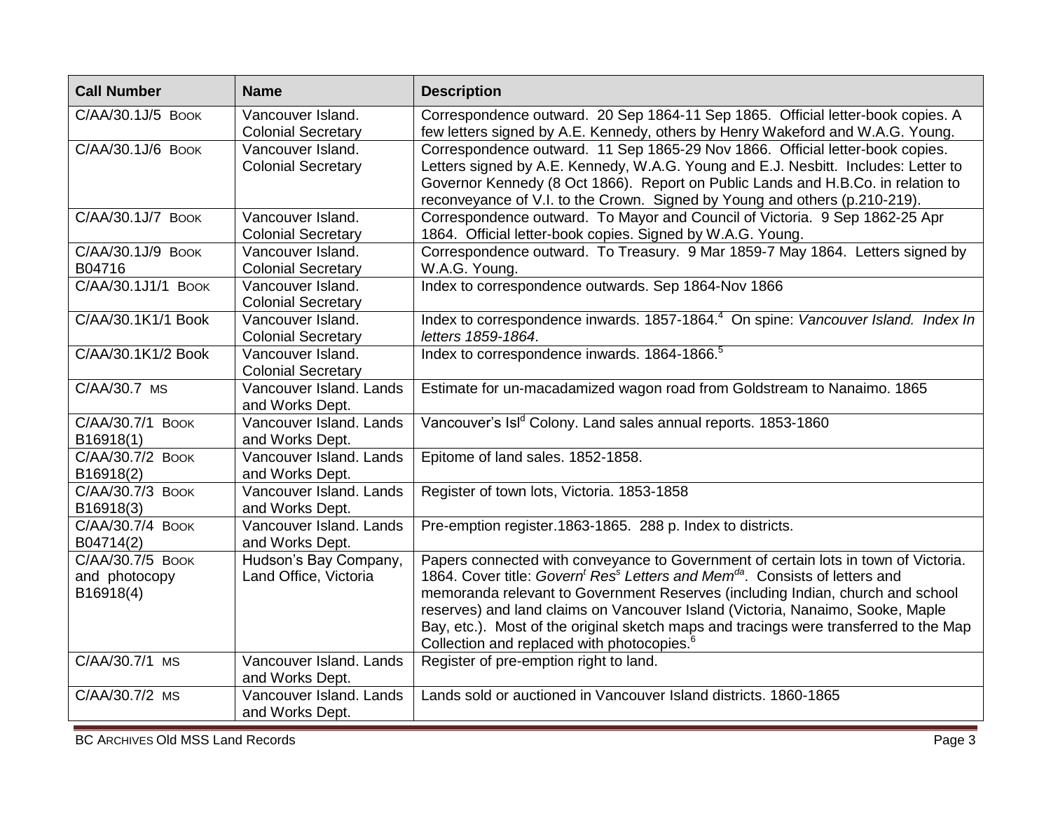| Call Number | Name | Description |
|---|---|---|
| C/AA/30.1J/5 BOOK | Vancouver Island. Colonial Secretary | Correspondence outward. 20 Sep 1864-11 Sep 1865. Official letter-book copies. A few letters signed by A.E. Kennedy, others by Henry Wakeford and W.A.G. Young. |
| C/AA/30.1J/6 BOOK | Vancouver Island. Colonial Secretary | Correspondence outward. 11 Sep 1865-29 Nov 1866. Official letter-book copies. Letters signed by A.E. Kennedy, W.A.G. Young and E.J. Nesbitt. Includes: Letter to Governor Kennedy (8 Oct 1866). Report on Public Lands and H.B.Co. in relation to reconveyance of V.I. to the Crown. Signed by Young and others (p.210-219). |
| C/AA/30.1J/7 BOOK | Vancouver Island. Colonial Secretary | Correspondence outward. To Mayor and Council of Victoria. 9 Sep 1862-25 Apr 1864. Official letter-book copies. Signed by W.A.G. Young. |
| C/AA/30.1J/9 BOOK B04716 | Vancouver Island. Colonial Secretary | Correspondence outward. To Treasury. 9 Mar 1859-7 May 1864. Letters signed by W.A.G. Young. |
| C/AA/30.1J1/1 BOOK | Vancouver Island. Colonial Secretary | Index to correspondence outwards. Sep 1864-Nov 1866 |
| C/AA/30.1K1/1 Book | Vancouver Island. Colonial Secretary | Index to correspondence inwards. 1857-1864.[4] On spine: *Vancouver Island. Index In letters 1859-1864*. |
| C/AA/30.1K1/2 Book | Vancouver Island. Colonial Secretary | Index to correspondence inwards. 1864-1866.[5] |
| C/AA/30.7 MS | Vancouver Island. Lands and Works Dept. | Estimate for un-macadamized wagon road from Goldstream to Nanaimo. 1865 |
| C/AA/30.7/1 BOOK B16918(1) | Vancouver Island. Lands and Works Dept. | Vancouver's Isl[d] Colony. Land sales annual reports. 1853-1860 |
| C/AA/30.7/2 BOOK B16918(2) | Vancouver Island. Lands and Works Dept. | Epitome of land sales. 1852-1858. |
| C/AA/30.7/3 BOOK B16918(3) | Vancouver Island. Lands and Works Dept. | Register of town lots, Victoria. 1853-1858 |
| C/AA/30.7/4 BOOK B04714(2) | Vancouver Island. Lands and Works Dept. | Pre-emption register.1863-1865. 288 p. Index to districts. |
| C/AA/30.7/5 BOOK and photocopy B16918(4) | Hudson's Bay Company, Land Office, Victoria | Papers connected with conveyance to Government of certain lots in town of Victoria. 1864. Cover title: *Govern[t] Res[s] Letters and Mem[da]*. Consists of letters and memoranda relevant to Government Reserves (including Indian, church and school reserves) and land claims on Vancouver Island (Victoria, Nanaimo, Sooke, Maple Bay, etc.). Most of the original sketch maps and tracings were transferred to the Map Collection and replaced with photocopies.[6] |
| C/AA/30.7/1 MS | Vancouver Island. Lands and Works Dept. | Register of pre-emption right to land. |
| C/AA/30.7/2 MS | Vancouver Island. Lands and Works Dept. | Lands sold or auctioned in Vancouver Island districts. 1860-1865 |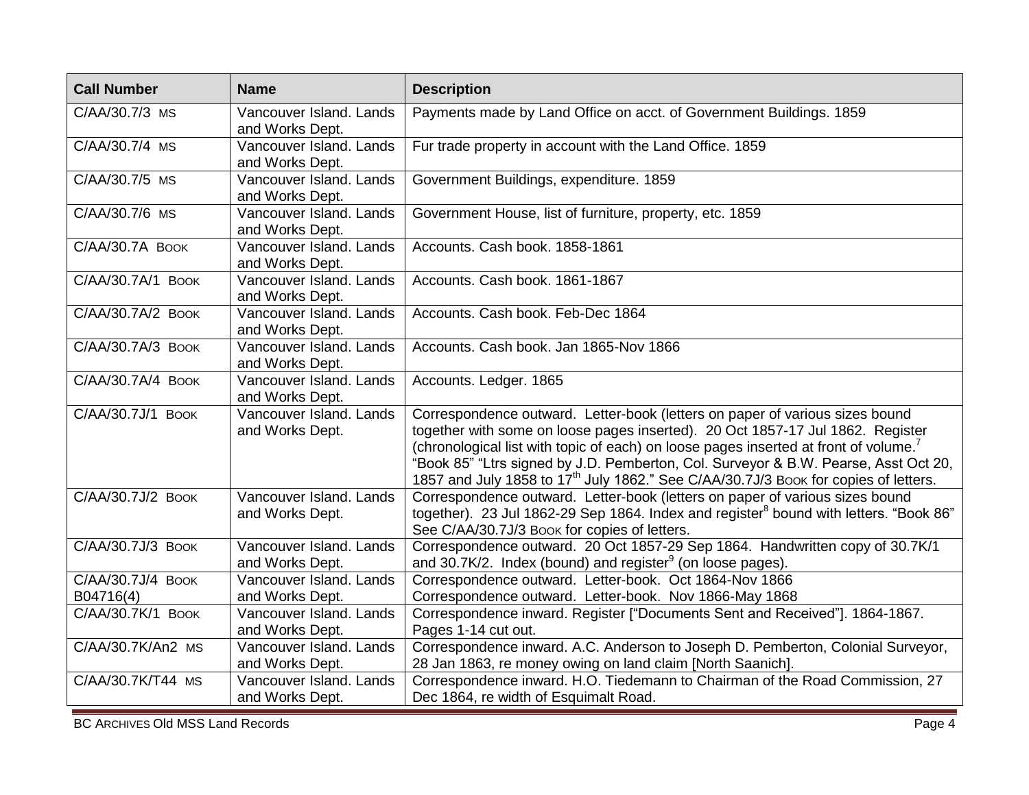| Call Number | Name | Description |
|---|---|---|
| C/AA/30.7/3 MS | Vancouver Island. Lands and Works Dept. | Payments made by Land Office on acct. of Government Buildings. 1859 |
| C/AA/30.7/4 MS | Vancouver Island. Lands and Works Dept. | Fur trade property in account with the Land Office. 1859 |
| C/AA/30.7/5 MS | Vancouver Island. Lands and Works Dept. | Government Buildings, expenditure. 1859 |
| C/AA/30.7/6 MS | Vancouver Island. Lands and Works Dept. | Government House, list of furniture, property, etc. 1859 |
| C/AA/30.7A BOOK | Vancouver Island. Lands and Works Dept. | Accounts. Cash book. 1858-1861 |
| C/AA/30.7A/1 BOOK | Vancouver Island. Lands and Works Dept. | Accounts. Cash book. 1861-1867 |
| C/AA/30.7A/2 BOOK | Vancouver Island. Lands and Works Dept. | Accounts. Cash book. Feb-Dec 1864 |
| C/AA/30.7A/3 BOOK | Vancouver Island. Lands and Works Dept. | Accounts. Cash book. Jan 1865-Nov 1866 |
| C/AA/30.7A/4 BOOK | Vancouver Island. Lands and Works Dept. | Accounts. Ledger. 1865 |
| C/AA/30.7J/1 BOOK | Vancouver Island. Lands and Works Dept. | Correspondence outward. Letter-book (letters on paper of various sizes bound together with some on loose pages inserted). 20 Oct 1857-17 Jul 1862. Register (chronological list with topic of each) on loose pages inserted at front of volume.[7] "Book 85" "Ltrs signed by J.D. Pemberton, Col. Surveyor & B.W. Pearse, Asst Oct 20, 1857 and July 1858 to 17th July 1862." See C/AA/30.7J/3 BOOK for copies of letters. |
| C/AA/30.7J/2 BOOK | Vancouver Island. Lands and Works Dept. | Correspondence outward. Letter-book (letters on paper of various sizes bound together). 23 Jul 1862-29 Sep 1864. Index and register[8] bound with letters. "Book 86" See C/AA/30.7J/3 BOOK for copies of letters. |
| C/AA/30.7J/3 BOOK | Vancouver Island. Lands and Works Dept. | Correspondence outward. 20 Oct 1857-29 Sep 1864. Handwritten copy of 30.7K/1 and 30.7K/2. Index (bound) and register[9] (on loose pages). |
| C/AA/30.7J/4 BOOK B04716(4) | Vancouver Island. Lands and Works Dept. | Correspondence outward. Letter-book. Oct 1864-Nov 1866 Correspondence outward. Letter-book. Nov 1866-May 1868 |
| C/AA/30.7K/1 BOOK | Vancouver Island. Lands and Works Dept. | Correspondence inward. Register ["Documents Sent and Received"]. 1864-1867. Pages 1-14 cut out. |
| C/AA/30.7K/An2 MS | Vancouver Island. Lands and Works Dept. | Correspondence inward. A.C. Anderson to Joseph D. Pemberton, Colonial Surveyor, 28 Jan 1863, re money owing on land claim [North Saanich]. |
| C/AA/30.7K/T44 MS | Vancouver Island. Lands and Works Dept. | Correspondence inward. H.O. Tiedemann to Chairman of the Road Commission, 27 Dec 1864, re width of Esquimalt Road. |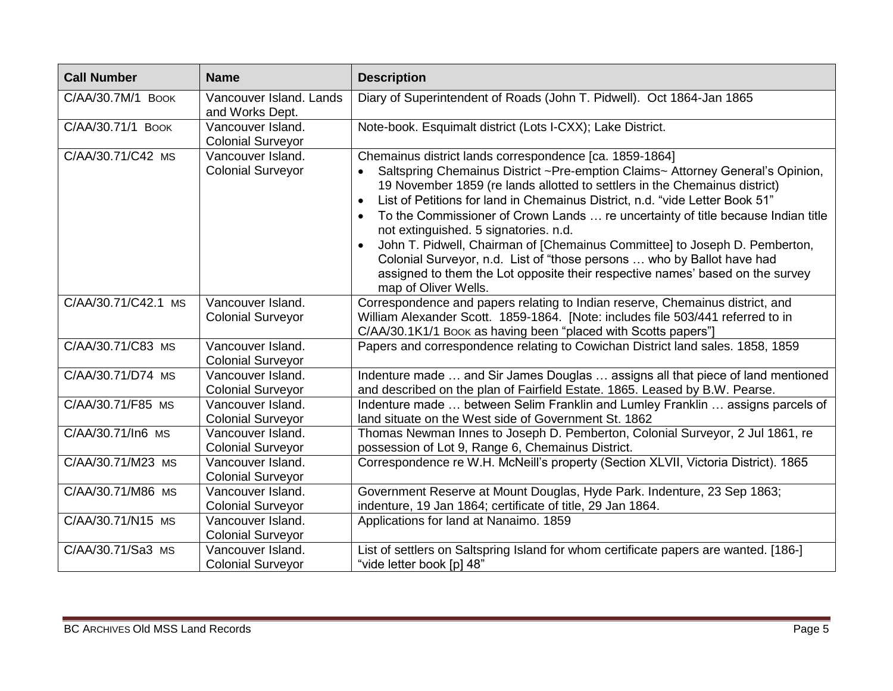| Call Number | Name | Description |
| --- | --- | --- |
| C/AA/30.7M/1 BOOK | Vancouver Island. Lands and Works Dept. | Diary of Superintendent of Roads (John T. Pidwell). Oct 1864-Jan 1865 |
| C/AA/30.71/1 BOOK | Vancouver Island. Colonial Surveyor | Note-book. Esquimalt district (Lots I-CXX); Lake District. |
| C/AA/30.71/C42 MS | Vancouver Island. Colonial Surveyor | Chemainus district lands correspondence [ca. 1859-1864]<br>• Saltspring Chemainus District ~Pre-emption Claims~ Attorney General's Opinion, 19 November 1859 (re lands allotted to settlers in the Chemainus district)<br>• List of Petitions for land in Chemainus District, n.d. "vide Letter Book 51"<br>• To the Commissioner of Crown Lands … re uncertainty of title because Indian title not extinguished. 5 signatories. n.d.<br>• John T. Pidwell, Chairman of [Chemainus Committee] to Joseph D. Pemberton, Colonial Surveyor, n.d. List of "those persons … who by Ballot have had assigned to them the Lot opposite their respective names' based on the survey map of Oliver Wells. |
| C/AA/30.71/C42.1 MS | Vancouver Island. Colonial Surveyor | Correspondence and papers relating to Indian reserve, Chemainus district, and William Alexander Scott. 1859-1864. [Note: includes file 503/441 referred to in C/AA/30.1K1/1 BOOK as having been "placed with Scotts papers"] |
| C/AA/30.71/C83 MS | Vancouver Island. Colonial Surveyor | Papers and correspondence relating to Cowichan District land sales. 1858, 1859 |
| C/AA/30.71/D74 MS | Vancouver Island. Colonial Surveyor | Indenture made … and Sir James Douglas … assigns all that piece of land mentioned and described on the plan of Fairfield Estate. 1865. Leased by B.W. Pearse. |
| C/AA/30.71/F85 MS | Vancouver Island. Colonial Surveyor | Indenture made … between Selim Franklin and Lumley Franklin … assigns parcels of land situate on the West side of Government St. 1862 |
| C/AA/30.71/In6 MS | Vancouver Island. Colonial Surveyor | Thomas Newman Innes to Joseph D. Pemberton, Colonial Surveyor, 2 Jul 1861, re possession of Lot 9, Range 6, Chemainus District. |
| C/AA/30.71/M23 MS | Vancouver Island. Colonial Surveyor | Correspondence re W.H. McNeill's property (Section XLVII, Victoria District). 1865 |
| C/AA/30.71/M86 MS | Vancouver Island. Colonial Surveyor | Government Reserve at Mount Douglas, Hyde Park. Indenture, 23 Sep 1863; indenture, 19 Jan 1864; certificate of title, 29 Jan 1864. |
| C/AA/30.71/N15 MS | Vancouver Island. Colonial Surveyor | Applications for land at Nanaimo. 1859 |
| C/AA/30.71/Sa3 MS | Vancouver Island. Colonial Surveyor | List of settlers on Saltspring Island for whom certificate papers are wanted. [186-] "vide letter book [p] 48" |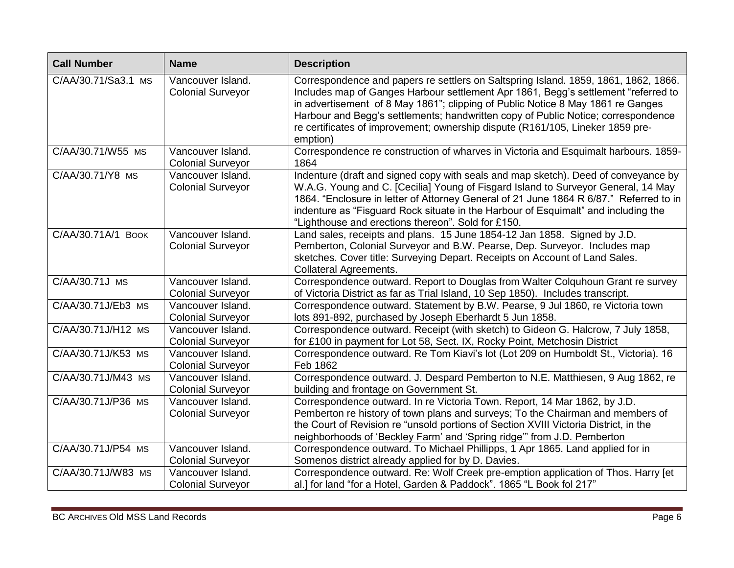| Call Number | Name | Description |
|---|---|---|
| C/AA/30.71/Sa3.1 MS | Vancouver Island. Colonial Surveyor | Correspondence and papers re settlers on Saltspring Island. 1859, 1861, 1862, 1866. Includes map of Ganges Harbour settlement Apr 1861, Begg's settlement "referred to in advertisement of 8 May 1861"; clipping of Public Notice 8 May 1861 re Ganges Harbour and Begg's settlements; handwritten copy of Public Notice; correspondence re certificates of improvement; ownership dispute (R161/105, Lineker 1859 pre-emption) |
| C/AA/30.71/W55 MS | Vancouver Island. Colonial Surveyor | Correspondence re construction of wharves in Victoria and Esquimalt harbours. 1859-1864 |
| C/AA/30.71/Y8 MS | Vancouver Island. Colonial Surveyor | Indenture (draft and signed copy with seals and map sketch). Deed of conveyance by W.A.G. Young and C. [Cecilia] Young of Fisgard Island to Surveyor General, 14 May 1864. "Enclosure in letter of Attorney General of 21 June 1864 R 6/87." Referred to in indenture as "Fisguard Rock situate in the Harbour of Esquimalt" and including the "Lighthouse and erections thereon". Sold for £150. |
| C/AA/30.71A/1 BOOK | Vancouver Island. Colonial Surveyor | Land sales, receipts and plans. 15 June 1854-12 Jan 1858. Signed by J.D. Pemberton, Colonial Surveyor and B.W. Pearse, Dep. Surveyor. Includes map sketches. Cover title: Surveying Depart. Receipts on Account of Land Sales. Collateral Agreements. |
| C/AA/30.71J MS | Vancouver Island. Colonial Surveyor | Correspondence outward. Report to Douglas from Walter Colquhoun Grant re survey of Victoria District as far as Trial Island, 10 Sep 1850). Includes transcript. |
| C/AA/30.71J/Eb3 MS | Vancouver Island. Colonial Surveyor | Correspondence outward. Statement by B.W. Pearse, 9 Jul 1860, re Victoria town lots 891-892, purchased by Joseph Eberhardt 5 Jun 1858. |
| C/AA/30.71J/H12 MS | Vancouver Island. Colonial Surveyor | Correspondence outward. Receipt (with sketch) to Gideon G. Halcrow, 7 July 1858, for £100 in payment for Lot 58, Sect. IX, Rocky Point, Metchosin District |
| C/AA/30.71J/K53 MS | Vancouver Island. Colonial Surveyor | Correspondence outward. Re Tom Kiavi's lot (Lot 209 on Humboldt St., Victoria). 16 Feb 1862 |
| C/AA/30.71J/M43 MS | Vancouver Island. Colonial Surveyor | Correspondence outward. J. Despard Pemberton to N.E. Matthiesen, 9 Aug 1862, re building and frontage on Government St. |
| C/AA/30.71J/P36 MS | Vancouver Island. Colonial Surveyor | Correspondence outward. In re Victoria Town. Report, 14 Mar 1862, by J.D. Pemberton re history of town plans and surveys; To the Chairman and members of the Court of Revision re "unsold portions of Section XVIII Victoria District, in the neighborhoods of 'Beckley Farm' and 'Spring ridge'" from J.D. Pemberton |
| C/AA/30.71J/P54 MS | Vancouver Island. Colonial Surveyor | Correspondence outward. To Michael Phillipps, 1 Apr 1865. Land applied for in Somenos district already applied for by D. Davies. |
| C/AA/30.71J/W83 MS | Vancouver Island. Colonial Surveyor | Correspondence outward. Re: Wolf Creek pre-emption application of Thos. Harry [et al.] for land "for a Hotel, Garden & Paddock". 1865 "L Book fol 217" |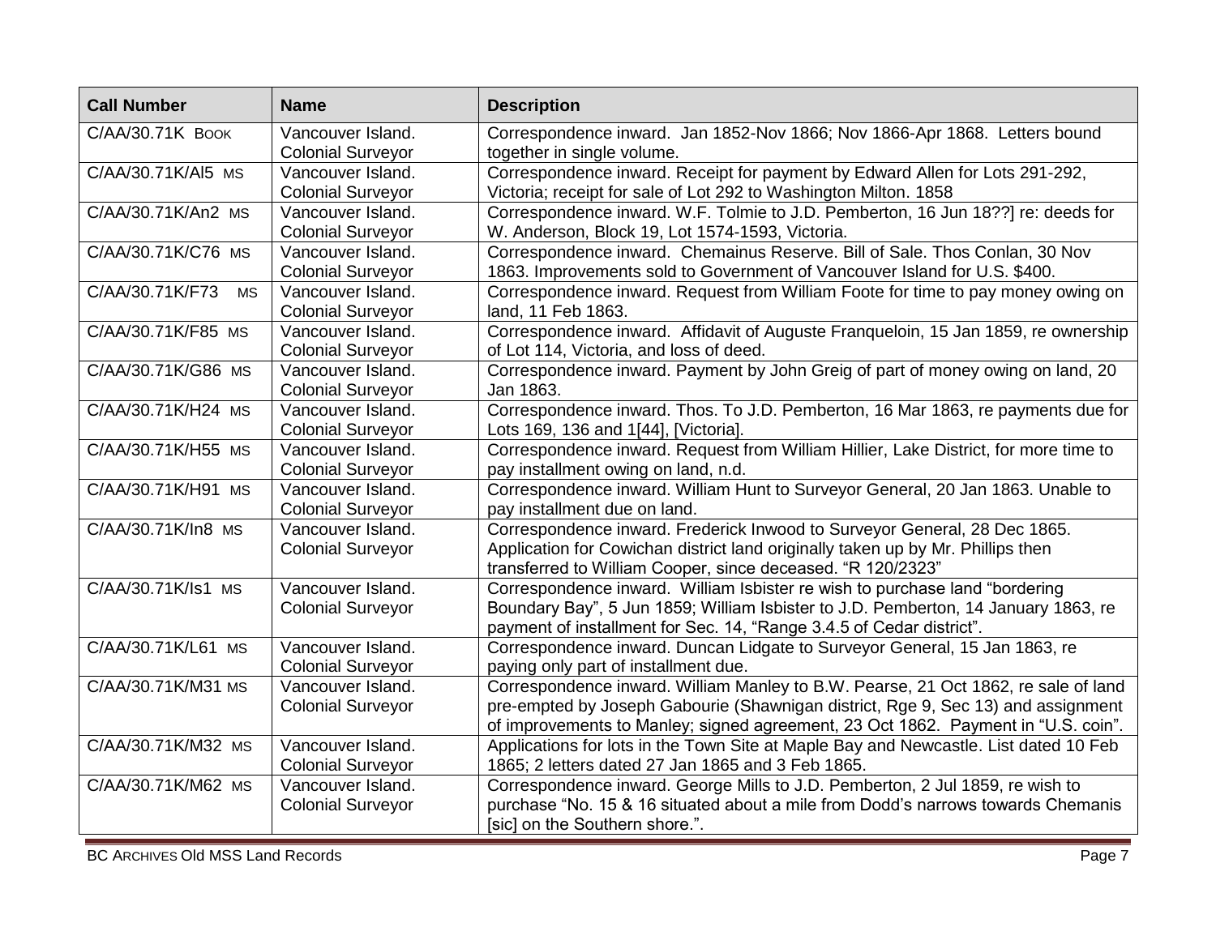| Call Number | Name | Description |
|---|---|---|
| C/AA/30.71K BOOK | Vancouver Island. Colonial Surveyor | Correspondence inward. Jan 1852-Nov 1866; Nov 1866-Apr 1868. Letters bound together in single volume. |
| C/AA/30.71K/Al5 MS | Vancouver Island. Colonial Surveyor | Correspondence inward. Receipt for payment by Edward Allen for Lots 291-292, Victoria; receipt for sale of Lot 292 to Washington Milton. 1858 |
| C/AA/30.71K/An2 MS | Vancouver Island. Colonial Surveyor | Correspondence inward. W.F. Tolmie to J.D. Pemberton, 16 Jun 18??] re: deeds for W. Anderson, Block 19, Lot 1574-1593, Victoria. |
| C/AA/30.71K/C76 MS | Vancouver Island. Colonial Surveyor | Correspondence inward. Chemainus Reserve. Bill of Sale. Thos Conlan, 30 Nov 1863. Improvements sold to Government of Vancouver Island for U.S. $400. |
| C/AA/30.71K/F73 MS | Vancouver Island. Colonial Surveyor | Correspondence inward. Request from William Foote for time to pay money owing on land, 11 Feb 1863. |
| C/AA/30.71K/F85 MS | Vancouver Island. Colonial Surveyor | Correspondence inward. Affidavit of Auguste Franqueloin, 15 Jan 1859, re ownership of Lot 114, Victoria, and loss of deed. |
| C/AA/30.71K/G86 MS | Vancouver Island. Colonial Surveyor | Correspondence inward. Payment by John Greig of part of money owing on land, 20 Jan 1863. |
| C/AA/30.71K/H24 MS | Vancouver Island. Colonial Surveyor | Correspondence inward. Thos. To J.D. Pemberton, 16 Mar 1863, re payments due for Lots 169, 136 and 1[44], [Victoria]. |
| C/AA/30.71K/H55 MS | Vancouver Island. Colonial Surveyor | Correspondence inward. Request from William Hillier, Lake District, for more time to pay installment owing on land, n.d. |
| C/AA/30.71K/H91 MS | Vancouver Island. Colonial Surveyor | Correspondence inward. William Hunt to Surveyor General, 20 Jan 1863. Unable to pay installment due on land. |
| C/AA/30.71K/In8 MS | Vancouver Island. Colonial Surveyor | Correspondence inward. Frederick Inwood to Surveyor General, 28 Dec 1865. Application for Cowichan district land originally taken up by Mr. Phillips then transferred to William Cooper, since deceased. "R 120/2323" |
| C/AA/30.71K/Is1 MS | Vancouver Island. Colonial Surveyor | Correspondence inward. William Isbister re wish to purchase land "bordering Boundary Bay", 5 Jun 1859; William Isbister to J.D. Pemberton, 14 January 1863, re payment of installment for Sec. 14, "Range 3.4.5 of Cedar district". |
| C/AA/30.71K/L61 MS | Vancouver Island. Colonial Surveyor | Correspondence inward. Duncan Lidgate to Surveyor General, 15 Jan 1863, re paying only part of installment due. |
| C/AA/30.71K/M31 MS | Vancouver Island. Colonial Surveyor | Correspondence inward. William Manley to B.W. Pearse, 21 Oct 1862, re sale of land pre-empted by Joseph Gabourie (Shawnigan district, Rge 9, Sec 13) and assignment of improvements to Manley; signed agreement, 23 Oct 1862. Payment in "U.S. coin". |
| C/AA/30.71K/M32 MS | Vancouver Island. Colonial Surveyor | Applications for lots in the Town Site at Maple Bay and Newcastle. List dated 10 Feb 1865; 2 letters dated 27 Jan 1865 and 3 Feb 1865. |
| C/AA/30.71K/M62 MS | Vancouver Island. Colonial Surveyor | Correspondence inward. George Mills to J.D. Pemberton, 2 Jul 1859, re wish to purchase "No. 15 & 16 situated about a mile from Dodd's narrows towards Chemanis [sic] on the Southern shore.". |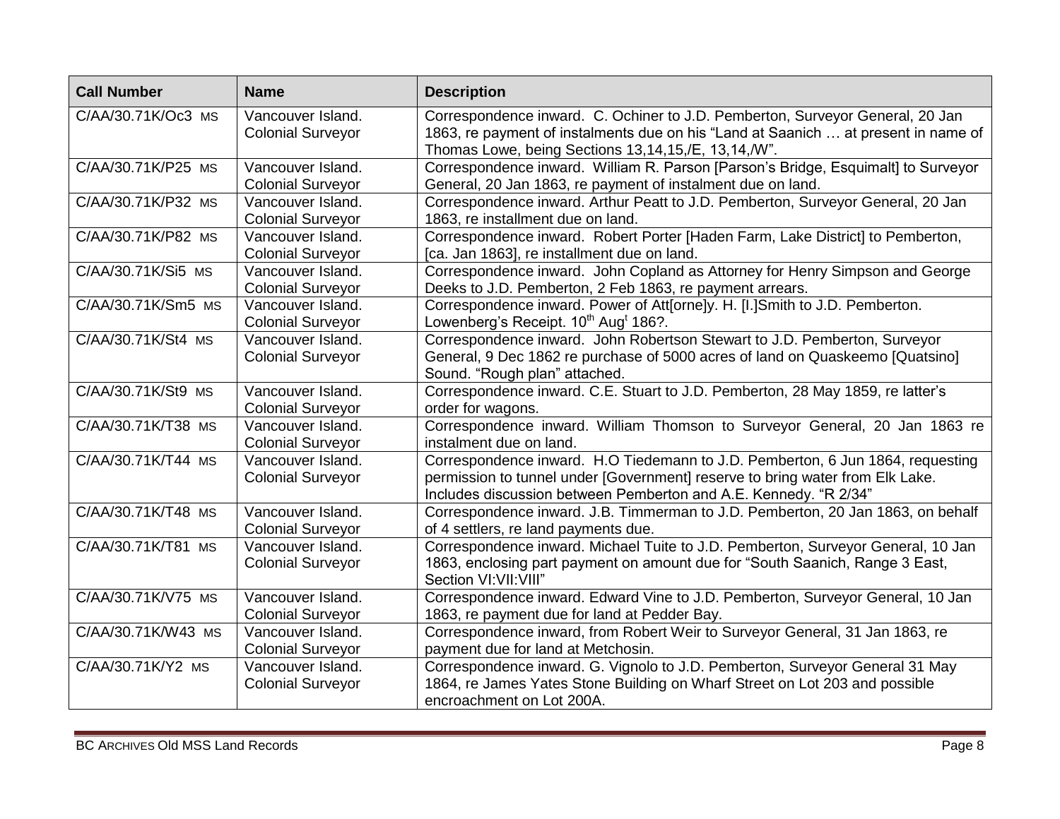| Call Number | Name | Description |
|---|---|---|
| C/AA/30.71K/Oc3 MS | Vancouver Island. Colonial Surveyor | Correspondence inward. C. Ochiner to J.D. Pemberton, Surveyor General, 20 Jan 1863, re payment of instalments due on his "Land at Saanich … at present in name of Thomas Lowe, being Sections 13,14,15,/E, 13,14,/W". |
| C/AA/30.71K/P25 MS | Vancouver Island. Colonial Surveyor | Correspondence inward. William R. Parson [Parson's Bridge, Esquimalt] to Surveyor General, 20 Jan 1863, re payment of instalment due on land. |
| C/AA/30.71K/P32 MS | Vancouver Island. Colonial Surveyor | Correspondence inward. Arthur Peatt to J.D. Pemberton, Surveyor General, 20 Jan 1863, re installment due on land. |
| C/AA/30.71K/P82 MS | Vancouver Island. Colonial Surveyor | Correspondence inward. Robert Porter [Haden Farm, Lake District] to Pemberton, [ca. Jan 1863], re installment due on land. |
| C/AA/30.71K/Si5 MS | Vancouver Island. Colonial Surveyor | Correspondence inward. John Copland as Attorney for Henry Simpson and George Deeks to J.D. Pemberton, 2 Feb 1863, re payment arrears. |
| C/AA/30.71K/Sm5 MS | Vancouver Island. Colonial Surveyor | Correspondence inward. Power of Att[orne]y. H. [I.]Smith to J.D. Pemberton. Lowenberg's Receipt. 10th Augt 186?. |
| C/AA/30.71K/St4 MS | Vancouver Island. Colonial Surveyor | Correspondence inward. John Robertson Stewart to J.D. Pemberton, Surveyor General, 9 Dec 1862 re purchase of 5000 acres of land on Quaskeemo [Quatsino] Sound. "Rough plan" attached. |
| C/AA/30.71K/St9 MS | Vancouver Island. Colonial Surveyor | Correspondence inward. C.E. Stuart to J.D. Pemberton, 28 May 1859, re latter's order for wagons. |
| C/AA/30.71K/T38 MS | Vancouver Island. Colonial Surveyor | Correspondence inward. William Thomson to Surveyor General, 20 Jan 1863 re instalment due on land. |
| C/AA/30.71K/T44 MS | Vancouver Island. Colonial Surveyor | Correspondence inward. H.O Tiedemann to J.D. Pemberton, 6 Jun 1864, requesting permission to tunnel under [Government] reserve to bring water from Elk Lake. Includes discussion between Pemberton and A.E. Kennedy. "R 2/34" |
| C/AA/30.71K/T48 MS | Vancouver Island. Colonial Surveyor | Correspondence inward. J.B. Timmerman to J.D. Pemberton, 20 Jan 1863, on behalf of 4 settlers, re land payments due. |
| C/AA/30.71K/T81 MS | Vancouver Island. Colonial Surveyor | Correspondence inward. Michael Tuite to J.D. Pemberton, Surveyor General, 10 Jan 1863, enclosing part payment on amount due for "South Saanich, Range 3 East, Section VI:VII:VIII" |
| C/AA/30.71K/V75 MS | Vancouver Island. Colonial Surveyor | Correspondence inward. Edward Vine to J.D. Pemberton, Surveyor General, 10 Jan 1863, re payment due for land at Pedder Bay. |
| C/AA/30.71K/W43 MS | Vancouver Island. Colonial Surveyor | Correspondence inward, from Robert Weir to Surveyor General, 31 Jan 1863, re payment due for land at Metchosin. |
| C/AA/30.71K/Y2 MS | Vancouver Island. Colonial Surveyor | Correspondence inward. G. Vignolo to J.D. Pemberton, Surveyor General 31 May 1864, re James Yates Stone Building on Wharf Street on Lot 203 and possible encroachment on Lot 200A. |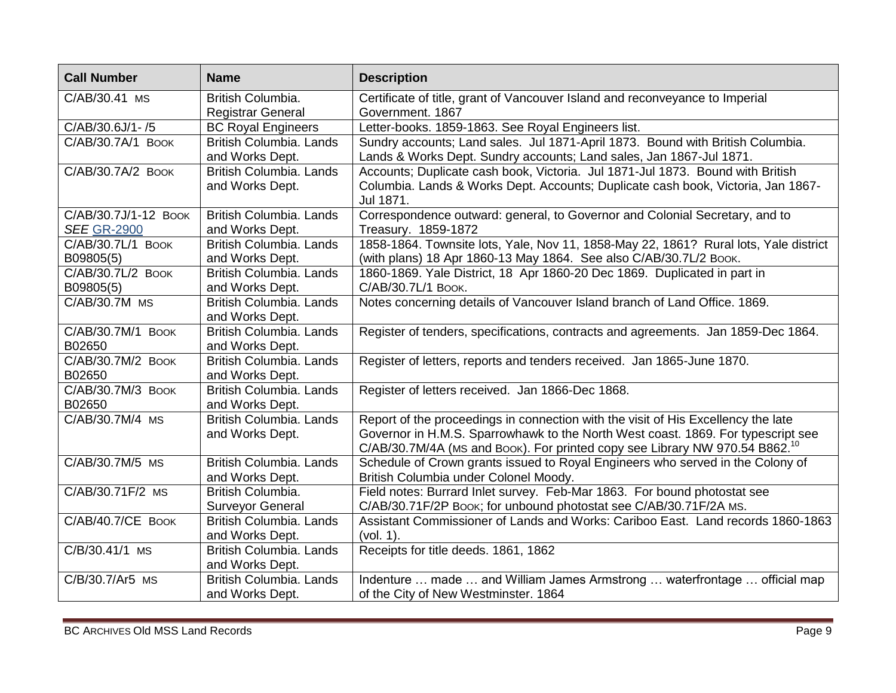| Call Number | Name | Description |
| --- | --- | --- |
| C/AB/30.41 MS | British Columbia. Registrar General | Certificate of title, grant of Vancouver Island and reconveyance to Imperial Government. 1867 |
| C/AB/30.6J/1- /5 | BC Royal Engineers | Letter-books. 1859-1863. See Royal Engineers list. |
| C/AB/30.7A/1 BOOK | British Columbia. Lands and Works Dept. | Sundry accounts; Land sales. Jul 1871-April 1873. Bound with British Columbia. Lands & Works Dept. Sundry accounts; Land sales, Jan 1867-Jul 1871. |
| C/AB/30.7A/2 BOOK | British Columbia. Lands and Works Dept. | Accounts; Duplicate cash book, Victoria. Jul 1871-Jul 1873. Bound with British Columbia. Lands & Works Dept. Accounts; Duplicate cash book, Victoria, Jan 1867-Jul 1871. |
| C/AB/30.7J/1-12 BOOK *SEE* GR-2900 | British Columbia. Lands and Works Dept. | Correspondence outward: general, to Governor and Colonial Secretary, and to Treasury. 1859-1872 |
| C/AB/30.7L/1 BOOK B09805(5) | British Columbia. Lands and Works Dept. | 1858-1864. Townsite lots, Yale, Nov 11, 1858-May 22, 1861? Rural lots, Yale district (with plans) 18 Apr 1860-13 May 1864. See also C/AB/30.7L/2 BOOK. |
| C/AB/30.7L/2 BOOK B09805(5) | British Columbia. Lands and Works Dept. | 1860-1869. Yale District, 18 Apr 1860-20 Dec 1869. Duplicated in part in C/AB/30.7L/1 BOOK. |
| C/AB/30.7M MS | British Columbia. Lands and Works Dept. | Notes concerning details of Vancouver Island branch of Land Office. 1869. |
| C/AB/30.7M/1 BOOK B02650 | British Columbia. Lands and Works Dept. | Register of tenders, specifications, contracts and agreements. Jan 1859-Dec 1864. |
| C/AB/30.7M/2 BOOK B02650 | British Columbia. Lands and Works Dept. | Register of letters, reports and tenders received. Jan 1865-June 1870. |
| C/AB/30.7M/3 BOOK B02650 | British Columbia. Lands and Works Dept. | Register of letters received. Jan 1866-Dec 1868. |
| C/AB/30.7M/4 MS | British Columbia. Lands and Works Dept. | Report of the proceedings in connection with the visit of His Excellency the late Governor in H.M.S. Sparrowhawk to the North West coast. 1869. For typescript see C/AB/30.7M/4A (MS and BOOK). For printed copy see Library NW 970.54 B862.[10] |
| C/AB/30.7M/5 MS | British Columbia. Lands and Works Dept. | Schedule of Crown grants issued to Royal Engineers who served in the Colony of British Columbia under Colonel Moody. |
| C/AB/30.71F/2 MS | British Columbia. Surveyor General | Field notes: Burrard Inlet survey. Feb-Mar 1863. For bound photostat see C/AB/30.71F/2P BOOK; for unbound photostat see C/AB/30.71F/2A MS. |
| C/AB/40.7/CE BOOK | British Columbia. Lands and Works Dept. | Assistant Commissioner of Lands and Works: Cariboo East. Land records 1860-1863 (vol. 1). |
| C/B/30.41/1 MS | British Columbia. Lands and Works Dept. | Receipts for title deeds. 1861, 1862 |
| C/B/30.7/Ar5 MS | British Columbia. Lands and Works Dept. | Indenture … made … and William James Armstrong … waterfrontage … official map of the City of New Westminster. 1864 |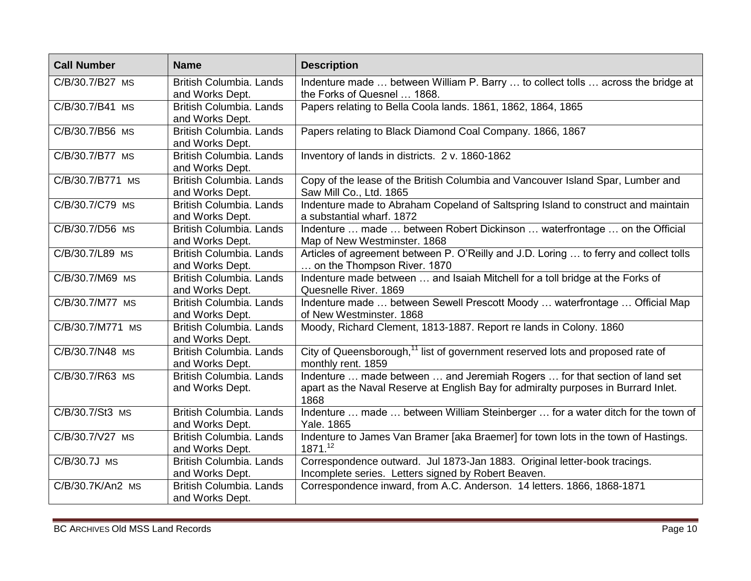| Call Number | Name | Description |
|---|---|---|
| C/B/30.7/B27 MS | British Columbia. Lands and Works Dept. | Indenture made … between William P. Barry … to collect tolls … across the bridge at the Forks of Quesnel … 1868. |
| C/B/30.7/B41 MS | British Columbia. Lands and Works Dept. | Papers relating to Bella Coola lands. 1861, 1862, 1864, 1865 |
| C/B/30.7/B56 MS | British Columbia. Lands and Works Dept. | Papers relating to Black Diamond Coal Company. 1866, 1867 |
| C/B/30.7/B77 MS | British Columbia. Lands and Works Dept. | Inventory of lands in districts. 2 v. 1860-1862 |
| C/B/30.7/B771 MS | British Columbia. Lands and Works Dept. | Copy of the lease of the British Columbia and Vancouver Island Spar, Lumber and Saw Mill Co., Ltd. 1865 |
| C/B/30.7/C79 MS | British Columbia. Lands and Works Dept. | Indenture made to Abraham Copeland of Saltspring Island to construct and maintain a substantial wharf. 1872 |
| C/B/30.7/D56 MS | British Columbia. Lands and Works Dept. | Indenture … made … between Robert Dickinson … waterfrontage … on the Official Map of New Westminster. 1868 |
| C/B/30.7/L89 MS | British Columbia. Lands and Works Dept. | Articles of agreement between P. O'Reilly and J.D. Loring … to ferry and collect tolls … on the Thompson River. 1870 |
| C/B/30.7/M69 MS | British Columbia. Lands and Works Dept. | Indenture made between … and Isaiah Mitchell for a toll bridge at the Forks of Quesnelle River. 1869 |
| C/B/30.7/M77 MS | British Columbia. Lands and Works Dept. | Indenture made … between Sewell Prescott Moody … waterfrontage … Official Map of New Westminster. 1868 |
| C/B/30.7/M771 MS | British Columbia. Lands and Works Dept. | Moody, Richard Clement, 1813-1887. Report re lands in Colony. 1860 |
| C/B/30.7/N48 MS | British Columbia. Lands and Works Dept. | City of Queensborough,[11] list of government reserved lots and proposed rate of monthly rent. 1859 |
| C/B/30.7/R63 MS | British Columbia. Lands and Works Dept. | Indenture … made between … and Jeremiah Rogers … for that section of land set apart as the Naval Reserve at English Bay for admiralty purposes in Burrard Inlet. 1868 |
| C/B/30.7/St3 MS | British Columbia. Lands and Works Dept. | Indenture … made … between William Steinberger … for a water ditch for the town of Yale. 1865 |
| C/B/30.7/V27 MS | British Columbia. Lands and Works Dept. | Indenture to James Van Bramer [aka Braemer] for town lots in the town of Hastings. 1871.[12] |
| C/B/30.7J MS | British Columbia. Lands and Works Dept. | Correspondence outward. Jul 1873-Jan 1883. Original letter-book tracings. Incomplete series. Letters signed by Robert Beaven. |
| C/B/30.7K/An2 MS | British Columbia. Lands and Works Dept. | Correspondence inward, from A.C. Anderson. 14 letters. 1866, 1868-1871 |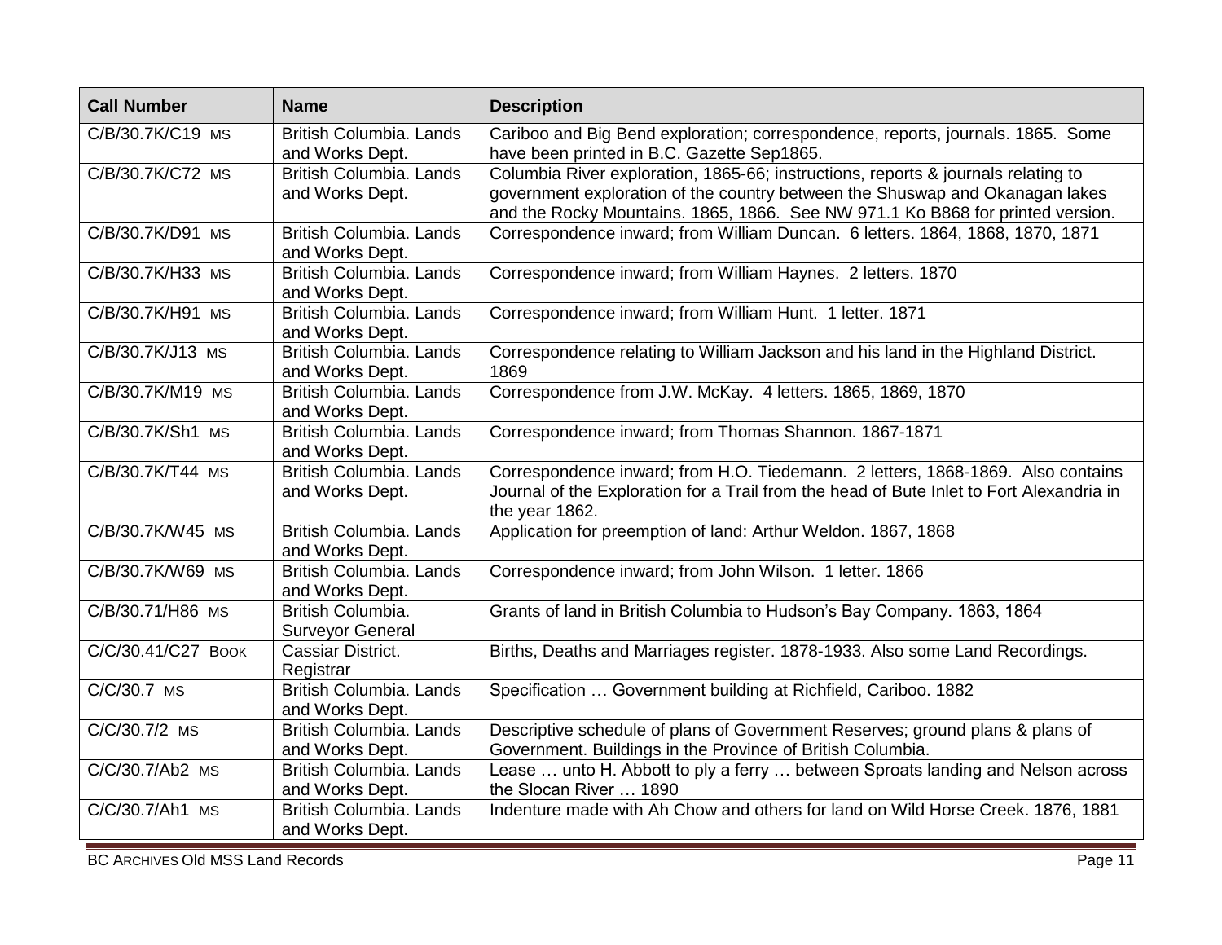| Call Number | Name | Description |
|---|---|---|
| C/B/30.7K/C19 MS | British Columbia. Lands and Works Dept. | Cariboo and Big Bend exploration; correspondence, reports, journals. 1865. Some have been printed in B.C. Gazette Sep1865. |
| C/B/30.7K/C72 MS | British Columbia. Lands and Works Dept. | Columbia River exploration, 1865-66; instructions, reports & journals relating to government exploration of the country between the Shuswap and Okanagan lakes and the Rocky Mountains. 1865, 1866. See NW 971.1 Ko B868 for printed version. |
| C/B/30.7K/D91 MS | British Columbia. Lands and Works Dept. | Correspondence inward; from William Duncan. 6 letters. 1864, 1868, 1870, 1871 |
| C/B/30.7K/H33 MS | British Columbia. Lands and Works Dept. | Correspondence inward; from William Haynes. 2 letters. 1870 |
| C/B/30.7K/H91 MS | British Columbia. Lands and Works Dept. | Correspondence inward; from William Hunt. 1 letter. 1871 |
| C/B/30.7K/J13 MS | British Columbia. Lands and Works Dept. | Correspondence relating to William Jackson and his land in the Highland District. 1869 |
| C/B/30.7K/M19 MS | British Columbia. Lands and Works Dept. | Correspondence from J.W. McKay. 4 letters. 1865, 1869, 1870 |
| C/B/30.7K/Sh1 MS | British Columbia. Lands and Works Dept. | Correspondence inward; from Thomas Shannon. 1867-1871 |
| C/B/30.7K/T44 MS | British Columbia. Lands and Works Dept. | Correspondence inward; from H.O. Tiedemann. 2 letters, 1868-1869. Also contains Journal of the Exploration for a Trail from the head of Bute Inlet to Fort Alexandria in the year 1862. |
| C/B/30.7K/W45 MS | British Columbia. Lands and Works Dept. | Application for preemption of land: Arthur Weldon. 1867, 1868 |
| C/B/30.7K/W69 MS | British Columbia. Lands and Works Dept. | Correspondence inward; from John Wilson. 1 letter. 1866 |
| C/B/30.71/H86 MS | British Columbia. Surveyor General | Grants of land in British Columbia to Hudson's Bay Company. 1863, 1864 |
| C/C/30.41/C27 BOOK | Cassiar District. Registrar | Births, Deaths and Marriages register. 1878-1933. Also some Land Recordings. |
| C/C/30.7 MS | British Columbia. Lands and Works Dept. | Specification … Government building at Richfield, Cariboo. 1882 |
| C/C/30.7/2 MS | British Columbia. Lands and Works Dept. | Descriptive schedule of plans of Government Reserves; ground plans & plans of Government. Buildings in the Province of British Columbia. |
| C/C/30.7/Ab2 MS | British Columbia. Lands and Works Dept. | Lease … unto H. Abbott to ply a ferry … between Sproats landing and Nelson across the Slocan River … 1890 |
| C/C/30.7/Ah1 MS | British Columbia. Lands and Works Dept. | Indenture made with Ah Chow and others for land on Wild Horse Creek. 1876, 1881 |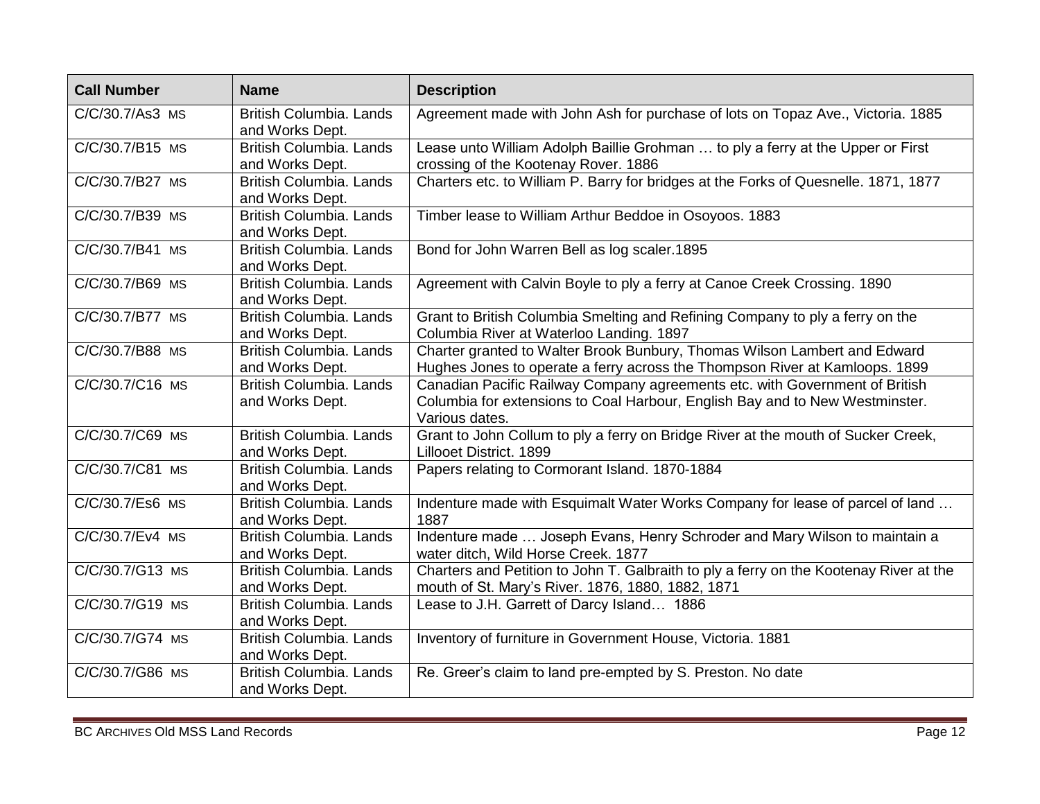| Call Number | Name | Description |
|---|---|---|
| C/C/30.7/As3 MS | British Columbia. Lands and Works Dept. | Agreement made with John Ash for purchase of lots on Topaz Ave., Victoria. 1885 |
| C/C/30.7/B15 MS | British Columbia. Lands and Works Dept. | Lease unto William Adolph Baillie Grohman … to ply a ferry at the Upper or First crossing of the Kootenay Rover. 1886 |
| C/C/30.7/B27 MS | British Columbia. Lands and Works Dept. | Charters etc. to William P. Barry for bridges at the Forks of Quesnelle. 1871, 1877 |
| C/C/30.7/B39 MS | British Columbia. Lands and Works Dept. | Timber lease to William Arthur Beddoe in Osoyoos. 1883 |
| C/C/30.7/B41 MS | British Columbia. Lands and Works Dept. | Bond for John Warren Bell as log scaler.1895 |
| C/C/30.7/B69 MS | British Columbia. Lands and Works Dept. | Agreement with Calvin Boyle to ply a ferry at Canoe Creek Crossing. 1890 |
| C/C/30.7/B77 MS | British Columbia. Lands and Works Dept. | Grant to British Columbia Smelting and Refining Company to ply a ferry on the Columbia River at Waterloo Landing. 1897 |
| C/C/30.7/B88 MS | British Columbia. Lands and Works Dept. | Charter granted to Walter Brook Bunbury, Thomas Wilson Lambert and Edward Hughes Jones to operate a ferry across the Thompson River at Kamloops. 1899 |
| C/C/30.7/C16 MS | British Columbia. Lands and Works Dept. | Canadian Pacific Railway Company agreements etc. with Government of British Columbia for extensions to Coal Harbour, English Bay and to New Westminster. Various dates. |
| C/C/30.7/C69 MS | British Columbia. Lands and Works Dept. | Grant to John Collum to ply a ferry on Bridge River at the mouth of Sucker Creek, Lillooet District. 1899 |
| C/C/30.7/C81 MS | British Columbia. Lands and Works Dept. | Papers relating to Cormorant Island. 1870-1884 |
| C/C/30.7/Es6 MS | British Columbia. Lands and Works Dept. | Indenture made with Esquimalt Water Works Company for lease of parcel of land … 1887 |
| C/C/30.7/Ev4 MS | British Columbia. Lands and Works Dept. | Indenture made … Joseph Evans, Henry Schroder and Mary Wilson to maintain a water ditch, Wild Horse Creek. 1877 |
| C/C/30.7/G13 MS | British Columbia. Lands and Works Dept. | Charters and Petition to John T. Galbraith to ply a ferry on the Kootenay River at the mouth of St. Mary's River. 1876, 1880, 1882, 1871 |
| C/C/30.7/G19 MS | British Columbia. Lands and Works Dept. | Lease to J.H. Garrett of Darcy Island… 1886 |
| C/C/30.7/G74 MS | British Columbia. Lands and Works Dept. | Inventory of furniture in Government House, Victoria. 1881 |
| C/C/30.7/G86 MS | British Columbia. Lands and Works Dept. | Re. Greer's claim to land pre-empted by S. Preston. No date |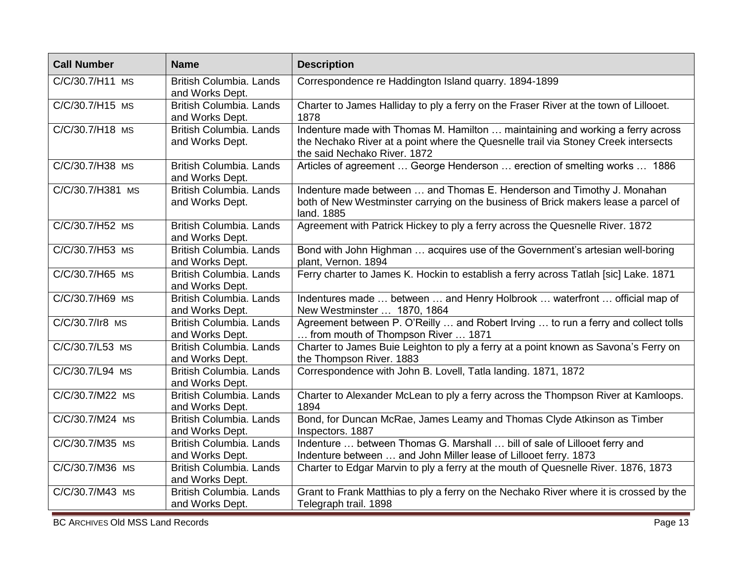| Call Number | Name | Description |
| --- | --- | --- |
| C/C/30.7/H11 MS | British Columbia. Lands and Works Dept. | Correspondence re Haddington Island quarry. 1894-1899 |
| C/C/30.7/H15 MS | British Columbia. Lands and Works Dept. | Charter to James Halliday to ply a ferry on the Fraser River at the town of Lillooet. 1878 |
| C/C/30.7/H18 MS | British Columbia. Lands and Works Dept. | Indenture made with Thomas M. Hamilton … maintaining and working a ferry across the Nechako River at a point where the Quesnelle trail via Stoney Creek intersects the said Nechako River. 1872 |
| C/C/30.7/H38 MS | British Columbia. Lands and Works Dept. | Articles of agreement … George Henderson … erection of smelting works … 1886 |
| C/C/30.7/H381 MS | British Columbia. Lands and Works Dept. | Indenture made between … and Thomas E. Henderson and Timothy J. Monahan both of New Westminster carrying on the business of Brick makers lease a parcel of land. 1885 |
| C/C/30.7/H52 MS | British Columbia. Lands and Works Dept. | Agreement with Patrick Hickey to ply a ferry across the Quesnelle River. 1872 |
| C/C/30.7/H53 MS | British Columbia. Lands and Works Dept. | Bond with John Highman … acquires use of the Government's artesian well-boring plant, Vernon. 1894 |
| C/C/30.7/H65 MS | British Columbia. Lands and Works Dept. | Ferry charter to James K. Hockin to establish a ferry across Tatlah [sic] Lake. 1871 |
| C/C/30.7/H69 MS | British Columbia. Lands and Works Dept. | Indentures made … between … and Henry Holbrook … waterfront … official map of New Westminster … 1870, 1864 |
| C/C/30.7/Ir8 MS | British Columbia. Lands and Works Dept. | Agreement between P. O'Reilly … and Robert Irving … to run a ferry and collect tolls … from mouth of Thompson River … 1871 |
| C/C/30.7/L53 MS | British Columbia. Lands and Works Dept. | Charter to James Buie Leighton to ply a ferry at a point known as Savona's Ferry on the Thompson River. 1883 |
| C/C/30.7/L94 MS | British Columbia. Lands and Works Dept. | Correspondence with John B. Lovell, Tatla landing. 1871, 1872 |
| C/C/30.7/M22 MS | British Columbia. Lands and Works Dept. | Charter to Alexander McLean to ply a ferry across the Thompson River at Kamloops. 1894 |
| C/C/30.7/M24 MS | British Columbia. Lands and Works Dept. | Bond, for Duncan McRae, James Leamy and Thomas Clyde Atkinson as Timber Inspectors. 1887 |
| C/C/30.7/M35 MS | British Columbia. Lands and Works Dept. | Indenture … between Thomas G. Marshall … bill of sale of Lillooet ferry and Indenture between … and John Miller lease of Lillooet ferry. 1873 |
| C/C/30.7/M36 MS | British Columbia. Lands and Works Dept. | Charter to Edgar Marvin to ply a ferry at the mouth of Quesnelle River. 1876, 1873 |
| C/C/30.7/M43 MS | British Columbia. Lands and Works Dept. | Grant to Frank Matthias to ply a ferry on the Nechako River where it is crossed by the Telegraph trail. 1898 |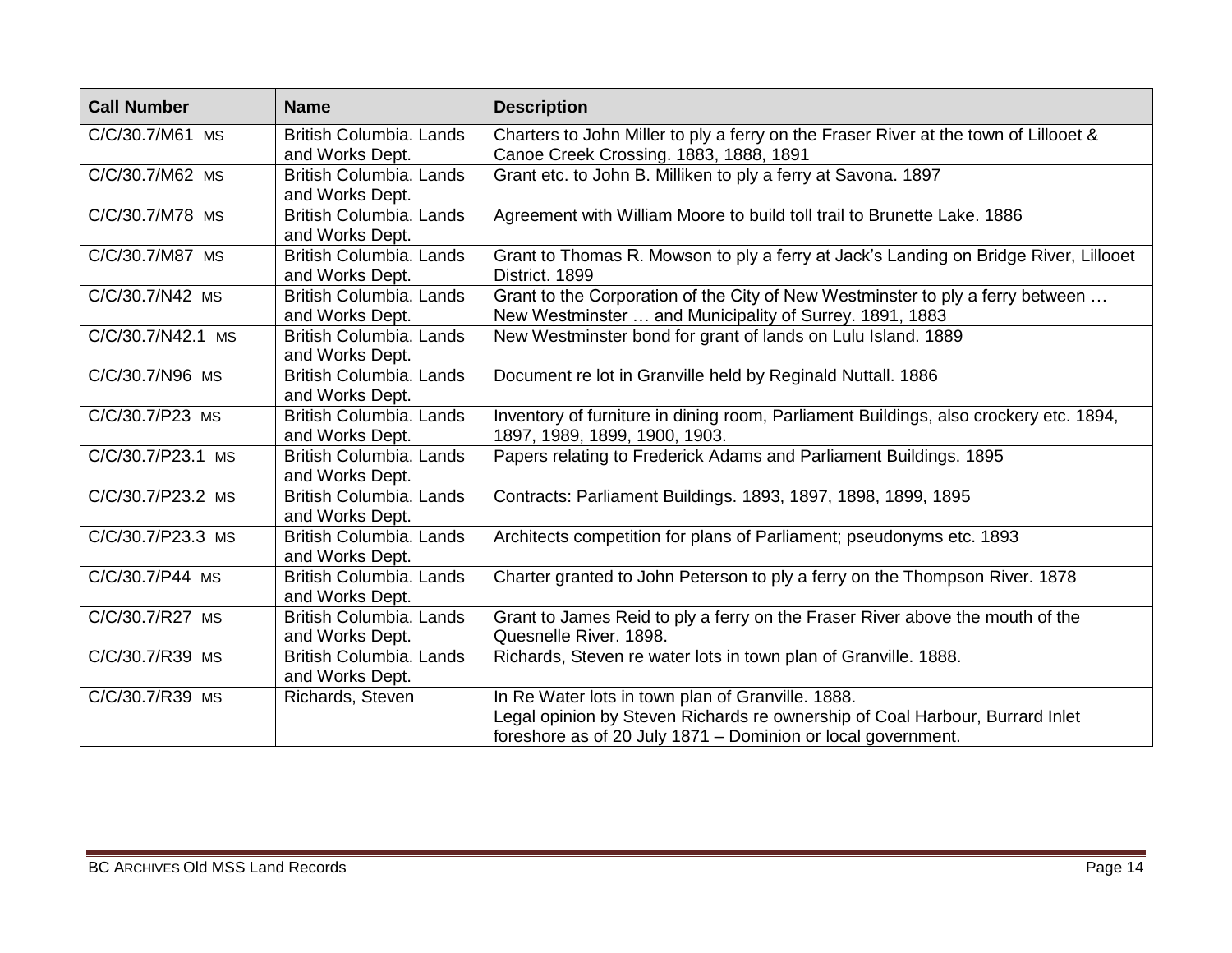| Call Number | Name | Description |
| --- | --- | --- |
| C/C/30.7/M61 MS | British Columbia. Lands and Works Dept. | Charters to John Miller to ply a ferry on the Fraser River at the town of Lillooet & Canoe Creek Crossing. 1883, 1888, 1891 |
| C/C/30.7/M62 MS | British Columbia. Lands and Works Dept. | Grant etc. to John B. Milliken to ply a ferry at Savona. 1897 |
| C/C/30.7/M78 MS | British Columbia. Lands and Works Dept. | Agreement with William Moore to build toll trail to Brunette Lake. 1886 |
| C/C/30.7/M87 MS | British Columbia. Lands and Works Dept. | Grant to Thomas R. Mowson to ply a ferry at Jack's Landing on Bridge River, Lillooet District. 1899 |
| C/C/30.7/N42 MS | British Columbia. Lands and Works Dept. | Grant to the Corporation of the City of New Westminster to ply a ferry between … New Westminster … and Municipality of Surrey. 1891, 1883 |
| C/C/30.7/N42.1 MS | British Columbia. Lands and Works Dept. | New Westminster bond for grant of lands on Lulu Island. 1889 |
| C/C/30.7/N96 MS | British Columbia. Lands and Works Dept. | Document re lot in Granville held by Reginald Nuttall. 1886 |
| C/C/30.7/P23 MS | British Columbia. Lands and Works Dept. | Inventory of furniture in dining room, Parliament Buildings, also crockery etc. 1894, 1897, 1989, 1899, 1900, 1903. |
| C/C/30.7/P23.1 MS | British Columbia. Lands and Works Dept. | Papers relating to Frederick Adams and Parliament Buildings. 1895 |
| C/C/30.7/P23.2 MS | British Columbia. Lands and Works Dept. | Contracts: Parliament Buildings. 1893, 1897, 1898, 1899, 1895 |
| C/C/30.7/P23.3 MS | British Columbia. Lands and Works Dept. | Architects competition for plans of Parliament; pseudonyms etc. 1893 |
| C/C/30.7/P44 MS | British Columbia. Lands and Works Dept. | Charter granted to John Peterson to ply a ferry on the Thompson River. 1878 |
| C/C/30.7/R27 MS | British Columbia. Lands and Works Dept. | Grant to James Reid to ply a ferry on the Fraser River above the mouth of the Quesnelle River. 1898. |
| C/C/30.7/R39 MS | British Columbia. Lands and Works Dept. | Richards, Steven re water lots in town plan of Granville. 1888. |
| C/C/30.7/R39 MS | Richards, Steven | In Re Water lots in town plan of Granville. 1888. Legal opinion by Steven Richards re ownership of Coal Harbour, Burrard Inlet foreshore as of 20 July 1871 – Dominion or local government. |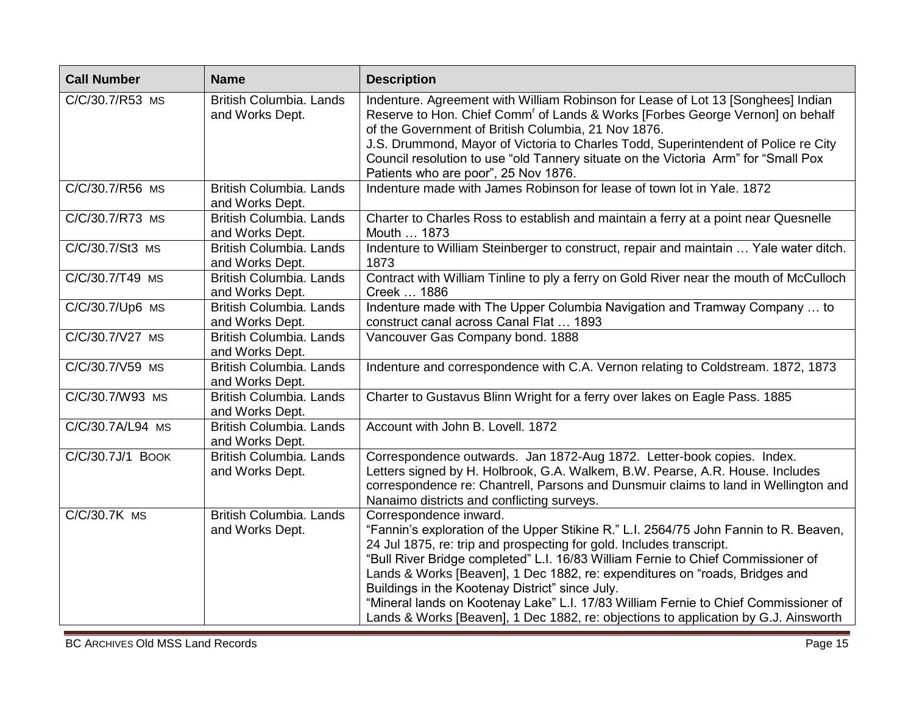| Call Number | Name | Description |
| --- | --- | --- |
| C/C/30.7/R53 MS | British Columbia. Lands and Works Dept. | Indenture. Agreement with William Robinson for Lease of Lot 13 [Songhees] Indian Reserve to Hon. Chief Comm[r] of Lands & Works [Forbes George Vernon] on behalf of the Government of British Columbia, 21 Nov 1876.<br>J.S. Drummond, Mayor of Victoria to Charles Todd, Superintendent of Police re City Council resolution to use "old Tannery situate on the Victoria Arm" for "Small Pox Patients who are poor", 25 Nov 1876. |
| C/C/30.7/R56 MS | British Columbia. Lands and Works Dept. | Indenture made with James Robinson for lease of town lot in Yale. 1872 |
| C/C/30.7/R73 MS | British Columbia. Lands and Works Dept. | Charter to Charles Ross to establish and maintain a ferry at a point near Quesnelle Mouth … 1873 |
| C/C/30.7/St3 MS | British Columbia. Lands and Works Dept. | Indenture to William Steinberger to construct, repair and maintain … Yale water ditch. 1873 |
| C/C/30.7/T49 MS | British Columbia. Lands and Works Dept. | Contract with William Tinline to ply a ferry on Gold River near the mouth of McCulloch Creek … 1886 |
| C/C/30.7/Up6 MS | British Columbia. Lands and Works Dept. | Indenture made with The Upper Columbia Navigation and Tramway Company … to construct canal across Canal Flat … 1893 |
| C/C/30.7/V27 MS | British Columbia. Lands and Works Dept. | Vancouver Gas Company bond. 1888 |
| C/C/30.7/V59 MS | British Columbia. Lands and Works Dept. | Indenture and correspondence with C.A. Vernon relating to Coldstream. 1872, 1873 |
| C/C/30.7/W93 MS | British Columbia. Lands and Works Dept. | Charter to Gustavus Blinn Wright for a ferry over lakes on Eagle Pass. 1885 |
| C/C/30.7A/L94 MS | British Columbia. Lands and Works Dept. | Account with John B. Lovell. 1872 |
| C/C/30.7J/1 BOOK | British Columbia. Lands and Works Dept. | Correspondence outwards. Jan 1872-Aug 1872. Letter-book copies. Index.<br>Letters signed by H. Holbrook, G.A. Walkem, B.W. Pearse, A.R. House. Includes correspondence re: Chantrell, Parsons and Dunsmuir claims to land in Wellington and Nanaimo districts and conflicting surveys. |
| C/C/30.7K MS | British Columbia. Lands and Works Dept. | Correspondence inward.<br>"Fannin's exploration of the Upper Stikine R." L.I. 2564/75 John Fannin to R. Beaven, 24 Jul 1875, re: trip and prospecting for gold. Includes transcript.<br>"Bull River Bridge completed" L.I. 16/83 William Fernie to Chief Commissioner of Lands & Works [Beaven], 1 Dec 1882, re: expenditures on "roads, Bridges and Buildings in the Kootenay District" since July.<br>"Mineral lands on Kootenay Lake" L.I. 17/83 William Fernie to Chief Commissioner of Lands & Works [Beaven], 1 Dec 1882, re: objections to application by G.J. Ainsworth |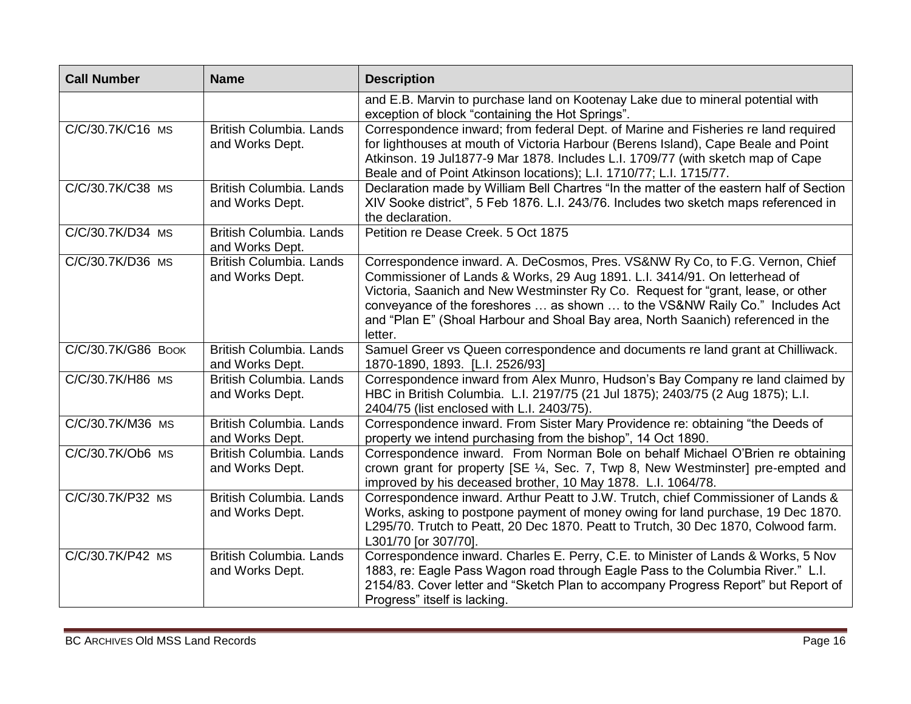| Call Number | Name | Description |
|---|---|---|
| | | and E.B. Marvin to purchase land on Kootenay Lake due to mineral potential with exception of block “containing the Hot Springs”. |
| C/C/30.7K/C16 MS | British Columbia. Lands and Works Dept. | Correspondence inward; from federal Dept. of Marine and Fisheries re land required for lighthouses at mouth of Victoria Harbour (Berens Island), Cape Beale and Point Atkinson. 19 Jul1877-9 Mar 1878. Includes L.I. 1709/77 (with sketch map of Cape Beale and of Point Atkinson locations); L.I. 1710/77; L.I. 1715/77. |
| C/C/30.7K/C38 MS | British Columbia. Lands and Works Dept. | Declaration made by William Bell Chartres “In the matter of the eastern half of Section XIV Sooke district”, 5 Feb 1876. L.I. 243/76. Includes two sketch maps referenced in the declaration. |
| C/C/30.7K/D34 MS | British Columbia. Lands and Works Dept. | Petition re Dease Creek. 5 Oct 1875 |
| C/C/30.7K/D36 MS | British Columbia. Lands and Works Dept. | Correspondence inward. A. DeCosmos, Pres. VS&NW Ry Co, to F.G. Vernon, Chief Commissioner of Lands & Works, 29 Aug 1891. L.I. 3414/91. On letterhead of Victoria, Saanich and New Westminster Ry Co. Request for “grant, lease, or other conveyance of the foreshores … as shown … to the VS&NW Raily Co.” Includes Act and “Plan E” (Shoal Harbour and Shoal Bay area, North Saanich) referenced in the letter. |
| C/C/30.7K/G86 BOOK | British Columbia. Lands and Works Dept. | Samuel Greer vs Queen correspondence and documents re land grant at Chilliwack. 1870-1890, 1893. [L.I. 2526/93] |
| C/C/30.7K/H86 MS | British Columbia. Lands and Works Dept. | Correspondence inward from Alex Munro, Hudson’s Bay Company re land claimed by HBC in British Columbia. L.I. 2197/75 (21 Jul 1875); 2403/75 (2 Aug 1875); L.I. 2404/75 (list enclosed with L.I. 2403/75). |
| C/C/30.7K/M36 MS | British Columbia. Lands and Works Dept. | Correspondence inward. From Sister Mary Providence re: obtaining “the Deeds of property we intend purchasing from the bishop”, 14 Oct 1890. |
| C/C/30.7K/Ob6 MS | British Columbia. Lands and Works Dept. | Correspondence inward. From Norman Bole on behalf Michael O’Brien re obtaining crown grant for property [SE ¼, Sec. 7, Twp 8, New Westminster] pre-empted and improved by his deceased brother, 10 May 1878. L.I. 1064/78. |
| C/C/30.7K/P32 MS | British Columbia. Lands and Works Dept. | Correspondence inward. Arthur Peatt to J.W. Trutch, chief Commissioner of Lands & Works, asking to postpone payment of money owing for land purchase, 19 Dec 1870. L295/70. Trutch to Peatt, 20 Dec 1870. Peatt to Trutch, 30 Dec 1870, Colwood farm. L301/70 [or 307/70]. |
| C/C/30.7K/P42 MS | British Columbia. Lands and Works Dept. | Correspondence inward. Charles E. Perry, C.E. to Minister of Lands & Works, 5 Nov 1883, re: Eagle Pass Wagon road through Eagle Pass to the Columbia River.” L.I. 2154/83. Cover letter and “Sketch Plan to accompany Progress Report” but Report of Progress” itself is lacking. |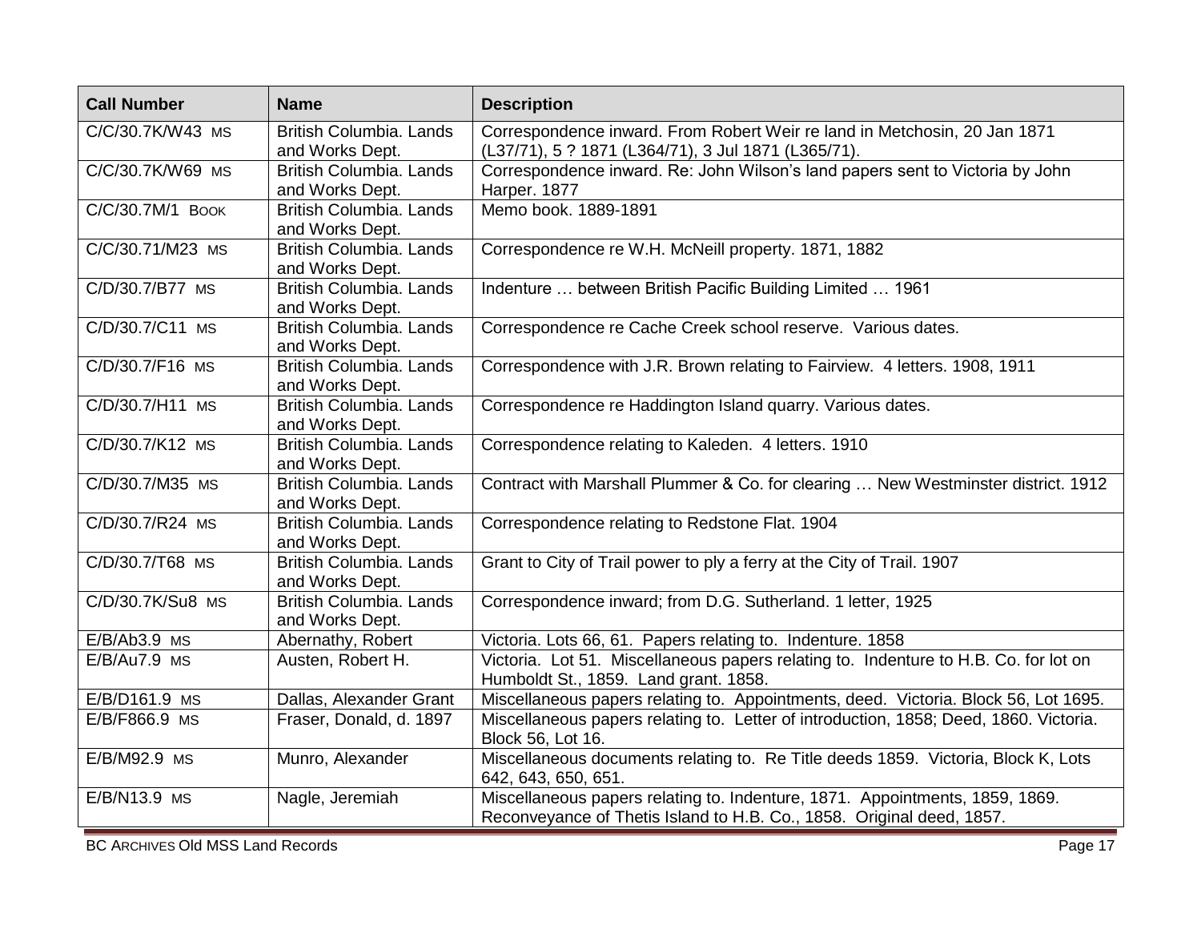| Call Number | Name | Description |
|---|---|---|
| C/C/30.7K/W43 MS | British Columbia. Lands and Works Dept. | Correspondence inward. From Robert Weir re land in Metchosin, 20 Jan 1871 (L37/71), 5 ? 1871 (L364/71), 3 Jul 1871 (L365/71). |
| C/C/30.7K/W69 MS | British Columbia. Lands and Works Dept. | Correspondence inward. Re: John Wilson's land papers sent to Victoria by John Harper. 1877 |
| C/C/30.7M/1 BOOK | British Columbia. Lands and Works Dept. | Memo book. 1889-1891 |
| C/C/30.71/M23 MS | British Columbia. Lands and Works Dept. | Correspondence re W.H. McNeill property. 1871, 1882 |
| C/D/30.7/B77 MS | British Columbia. Lands and Works Dept. | Indenture … between British Pacific Building Limited … 1961 |
| C/D/30.7/C11 MS | British Columbia. Lands and Works Dept. | Correspondence re Cache Creek school reserve. Various dates. |
| C/D/30.7/F16 MS | British Columbia. Lands and Works Dept. | Correspondence with J.R. Brown relating to Fairview. 4 letters. 1908, 1911 |
| C/D/30.7/H11 MS | British Columbia. Lands and Works Dept. | Correspondence re Haddington Island quarry. Various dates. |
| C/D/30.7/K12 MS | British Columbia. Lands and Works Dept. | Correspondence relating to Kaleden. 4 letters. 1910 |
| C/D/30.7/M35 MS | British Columbia. Lands and Works Dept. | Contract with Marshall Plummer & Co. for clearing … New Westminster district. 1912 |
| C/D/30.7/R24 MS | British Columbia. Lands and Works Dept. | Correspondence relating to Redstone Flat. 1904 |
| C/D/30.7/T68 MS | British Columbia. Lands and Works Dept. | Grant to City of Trail power to ply a ferry at the City of Trail. 1907 |
| C/D/30.7K/Su8 MS | British Columbia. Lands and Works Dept. | Correspondence inward; from D.G. Sutherland. 1 letter, 1925 |
| E/B/Ab3.9 MS | Abernathy, Robert | Victoria. Lots 66, 61. Papers relating to. Indenture. 1858 |
| E/B/Au7.9 MS | Austen, Robert H. | Victoria. Lot 51. Miscellaneous papers relating to. Indenture to H.B. Co. for lot on Humboldt St., 1859. Land grant. 1858. |
| E/B/D161.9 MS | Dallas, Alexander Grant | Miscellaneous papers relating to. Appointments, deed. Victoria. Block 56, Lot 1695. |
| E/B/F866.9 MS | Fraser, Donald, d. 1897 | Miscellaneous papers relating to. Letter of introduction, 1858; Deed, 1860. Victoria. Block 56, Lot 16. |
| E/B/M92.9 MS | Munro, Alexander | Miscellaneous documents relating to. Re Title deeds 1859. Victoria, Block K, Lots 642, 643, 650, 651. |
| E/B/N13.9 MS | Nagle, Jeremiah | Miscellaneous papers relating to. Indenture, 1871. Appointments, 1859, 1869. Reconveyance of Thetis Island to H.B. Co., 1858. Original deed, 1857. |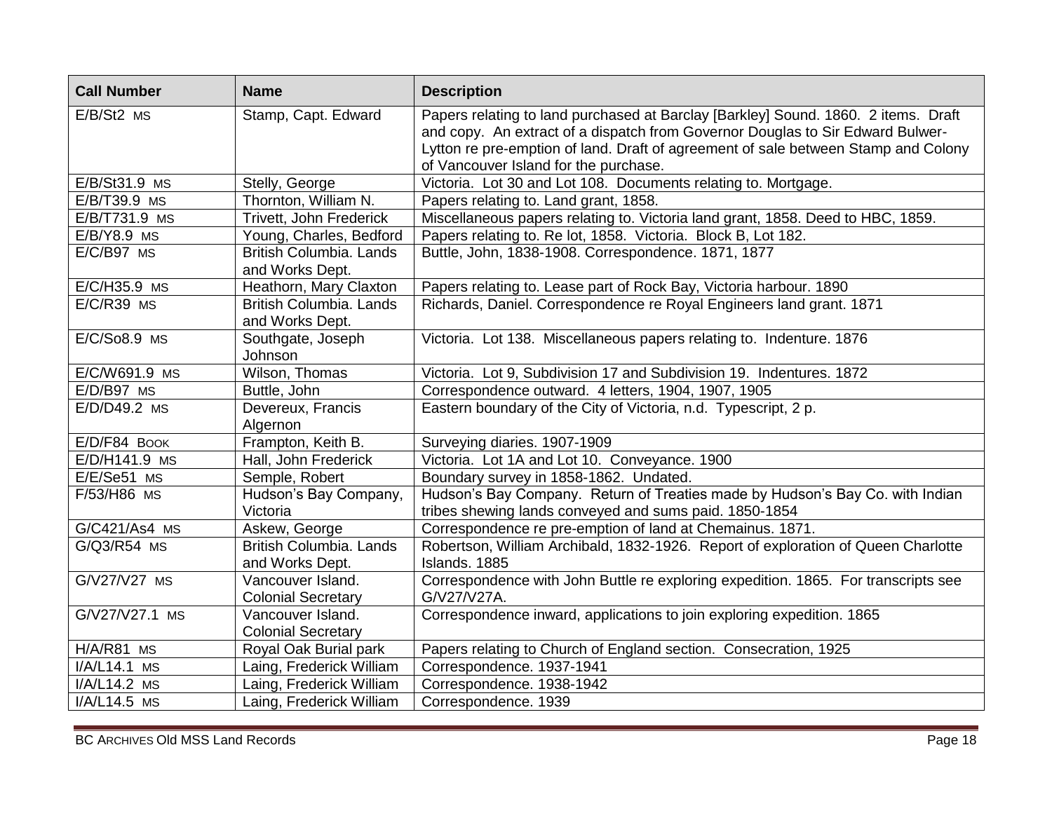| Call Number | Name | Description |
|---|---|---|
| E/B/St2 MS | Stamp, Capt. Edward | Papers relating to land purchased at Barclay [Barkley] Sound. 1860. 2 items. Draft and copy. An extract of a dispatch from Governor Douglas to Sir Edward Bulwer-Lytton re pre-emption of land. Draft of agreement of sale between Stamp and Colony of Vancouver Island for the purchase. |
| E/B/St31.9 MS | Stelly, George | Victoria. Lot 30 and Lot 108. Documents relating to. Mortgage. |
| E/B/T39.9 MS | Thornton, William N. | Papers relating to. Land grant, 1858. |
| E/B/T731.9 MS | Trivett, John Frederick | Miscellaneous papers relating to. Victoria land grant, 1858. Deed to HBC, 1859. |
| E/B/Y8.9 MS | Young, Charles, Bedford | Papers relating to. Re lot, 1858. Victoria. Block B, Lot 182. |
| E/C/B97 MS | British Columbia. Lands and Works Dept. | Buttle, John, 1838-1908. Correspondence. 1871, 1877 |
| E/C/H35.9 MS | Heathorn, Mary Claxton | Papers relating to. Lease part of Rock Bay, Victoria harbour. 1890 |
| E/C/R39 MS | British Columbia. Lands and Works Dept. | Richards, Daniel. Correspondence re Royal Engineers land grant. 1871 |
| E/C/So8.9 MS | Southgate, Joseph Johnson | Victoria. Lot 138. Miscellaneous papers relating to. Indenture. 1876 |
| E/C/W691.9 MS | Wilson, Thomas | Victoria. Lot 9, Subdivision 17 and Subdivision 19. Indentures. 1872 |
| E/D/B97 MS | Buttle, John | Correspondence outward. 4 letters, 1904, 1907, 1905 |
| E/D/D49.2 MS | Devereux, Francis Algernon | Eastern boundary of the City of Victoria, n.d. Typescript, 2 p. |
| E/D/F84 BOOK | Frampton, Keith B. | Surveying diaries. 1907-1909 |
| E/D/H141.9 MS | Hall, John Frederick | Victoria. Lot 1A and Lot 10. Conveyance. 1900 |
| E/E/Se51 MS | Semple, Robert | Boundary survey in 1858-1862. Undated. |
| F/53/H86 MS | Hudson's Bay Company, Victoria | Hudson's Bay Company. Return of Treaties made by Hudson's Bay Co. with Indian tribes shewing lands conveyed and sums paid. 1850-1854 |
| G/C421/As4 MS | Askew, George | Correspondence re pre-emption of land at Chemainus. 1871. |
| G/Q3/R54 MS | British Columbia. Lands and Works Dept. | Robertson, William Archibald, 1832-1926. Report of exploration of Queen Charlotte Islands. 1885 |
| G/V27/V27 MS | Vancouver Island. Colonial Secretary | Correspondence with John Buttle re exploring expedition. 1865. For transcripts see G/V27/V27A. |
| G/V27/V27.1 MS | Vancouver Island. Colonial Secretary | Correspondence inward, applications to join exploring expedition. 1865 |
| H/A/R81 MS | Royal Oak Burial park | Papers relating to Church of England section. Consecration, 1925 |
| I/A/L14.1 MS | Laing, Frederick William | Correspondence. 1937-1941 |
| I/A/L14.2 MS | Laing, Frederick William | Correspondence. 1938-1942 |
| I/A/L14.5 MS | Laing, Frederick William | Correspondence. 1939 |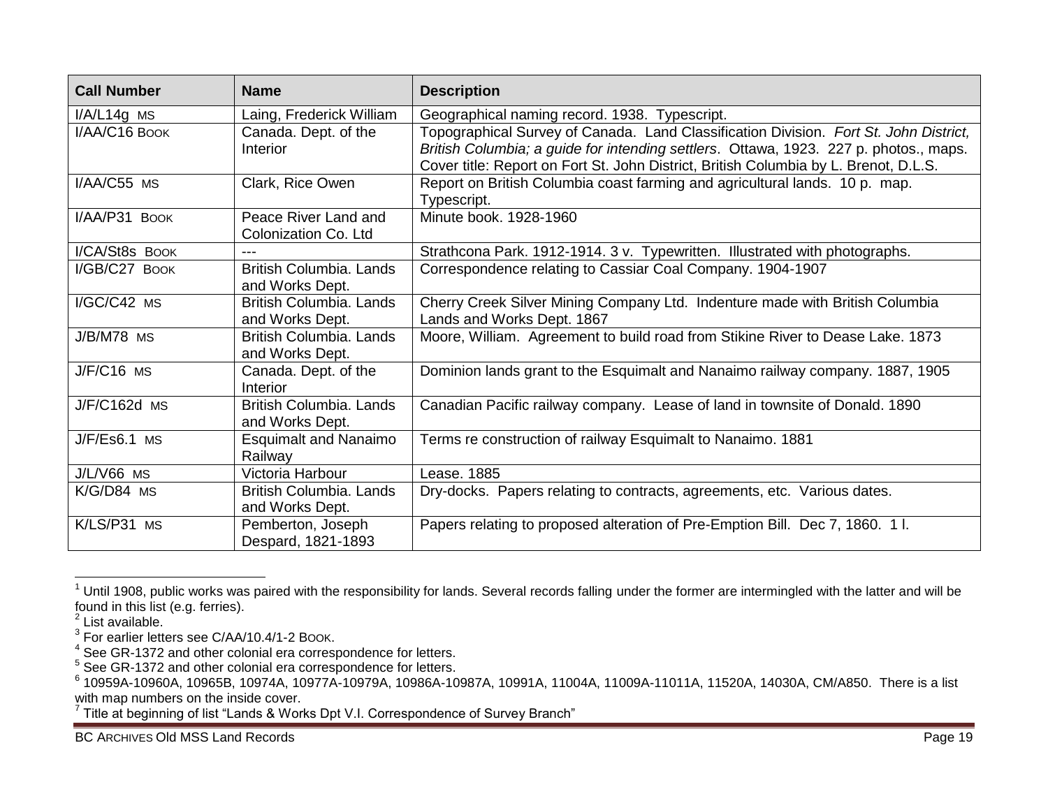| Call Number | Name | Description |
| --- | --- | --- |
| I/A/L14g MS | Laing, Frederick William | Geographical naming record. 1938. Typescript. |
| I/AA/C16 BOOK | Canada. Dept. of the Interior | Topographical Survey of Canada. Land Classification Division. *Fort St. John District, British Columbia; a guide for intending settlers*. Ottawa, 1923. 227 p. photos., maps. Cover title: Report on Fort St. John District, British Columbia by L. Brenot, D.L.S. |
| I/AA/C55 MS | Clark, Rice Owen | Report on British Columbia coast farming and agricultural lands. 10 p. map. Typescript. |
| I/AA/P31 BOOK | Peace River Land and Colonization Co. Ltd | Minute book. 1928-1960 |
| I/CA/St8s BOOK | --- | Strathcona Park. 1912-1914. 3 v. Typewritten. Illustrated with photographs. |
| I/GB/C27 BOOK | British Columbia. Lands and Works Dept. | Correspondence relating to Cassiar Coal Company. 1904-1907 |
| I/GC/C42 MS | British Columbia. Lands and Works Dept. | Cherry Creek Silver Mining Company Ltd. Indenture made with British Columbia Lands and Works Dept. 1867 |
| J/B/M78 MS | British Columbia. Lands and Works Dept. | Moore, William. Agreement to build road from Stikine River to Dease Lake. 1873 |
| J/F/C16 MS | Canada. Dept. of the Interior | Dominion lands grant to the Esquimalt and Nanaimo railway company. 1887, 1905 |
| J/F/C162d MS | British Columbia. Lands and Works Dept. | Canadian Pacific railway company. Lease of land in townsite of Donald. 1890 |
| J/F/Es6.1 MS | Esquimalt and Nanaimo Railway | Terms re construction of railway Esquimalt to Nanaimo. 1881 |
| J/L/V66 MS | Victoria Harbour | Lease. 1885 |
| K/G/D84 MS | British Columbia. Lands and Works Dept. | Dry-docks. Papers relating to contracts, agreements, etc. Various dates. |
| K/LS/P31 MS | Pemberton, Joseph Despard, 1821-1893 | Papers relating to proposed alteration of Pre-Emption Bill. Dec 7, 1860. 1 l. |

[1] Until 1908, public works was paired with the responsibility for lands. Several records falling under the former are intermingled with the latter and will be found in this list (e.g. ferries).

[2] List available.

[3] For earlier letters see C/AA/10.4/1-2 BOOK.

[4] See GR-1372 and other colonial era correspondence for letters.

[5] See GR-1372 and other colonial era correspondence for letters.

[6] 10959A-10960A, 10965B, 10974A, 10977A-10979A, 10986A-10987A, 10991A, 11004A, 11009A-11011A, 11520A, 14030A, CM/A850. There is a list with map numbers on the inside cover.

[7] Title at beginning of list "Lands & Works Dpt V.I. Correspondence of Survey Branch"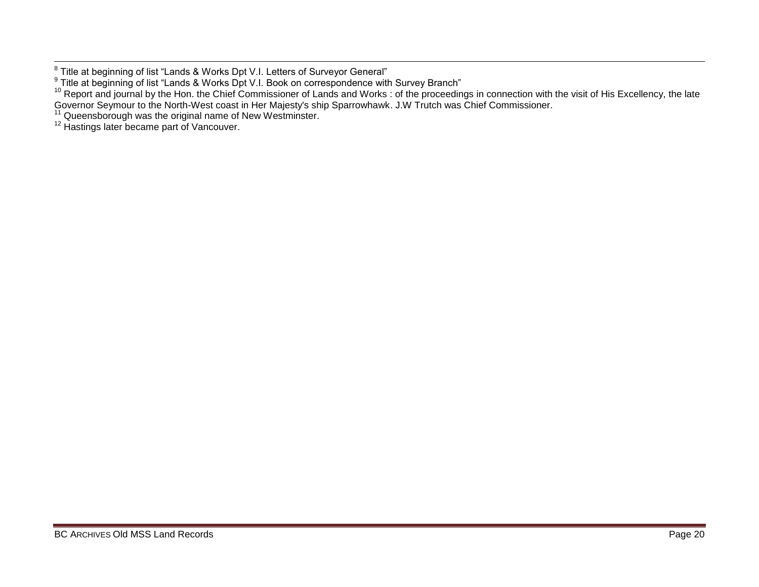[8] Title at beginning of list "Lands & Works Dpt V.I. Letters of Surveyor General"

[9] Title at beginning of list "Lands & Works Dpt V.I. Book on correspondence with Survey Branch"

[10] Report and journal by the Hon. the Chief Commissioner of Lands and Works : of the proceedings in connection with the visit of His Excellency, the late Governor Seymour to the North-West coast in Her Majesty's ship Sparrowhawk. J.W Trutch was Chief Commissioner.

[11] Queensborough was the original name of New Westminster.

[12] Hastings later became part of Vancouver.